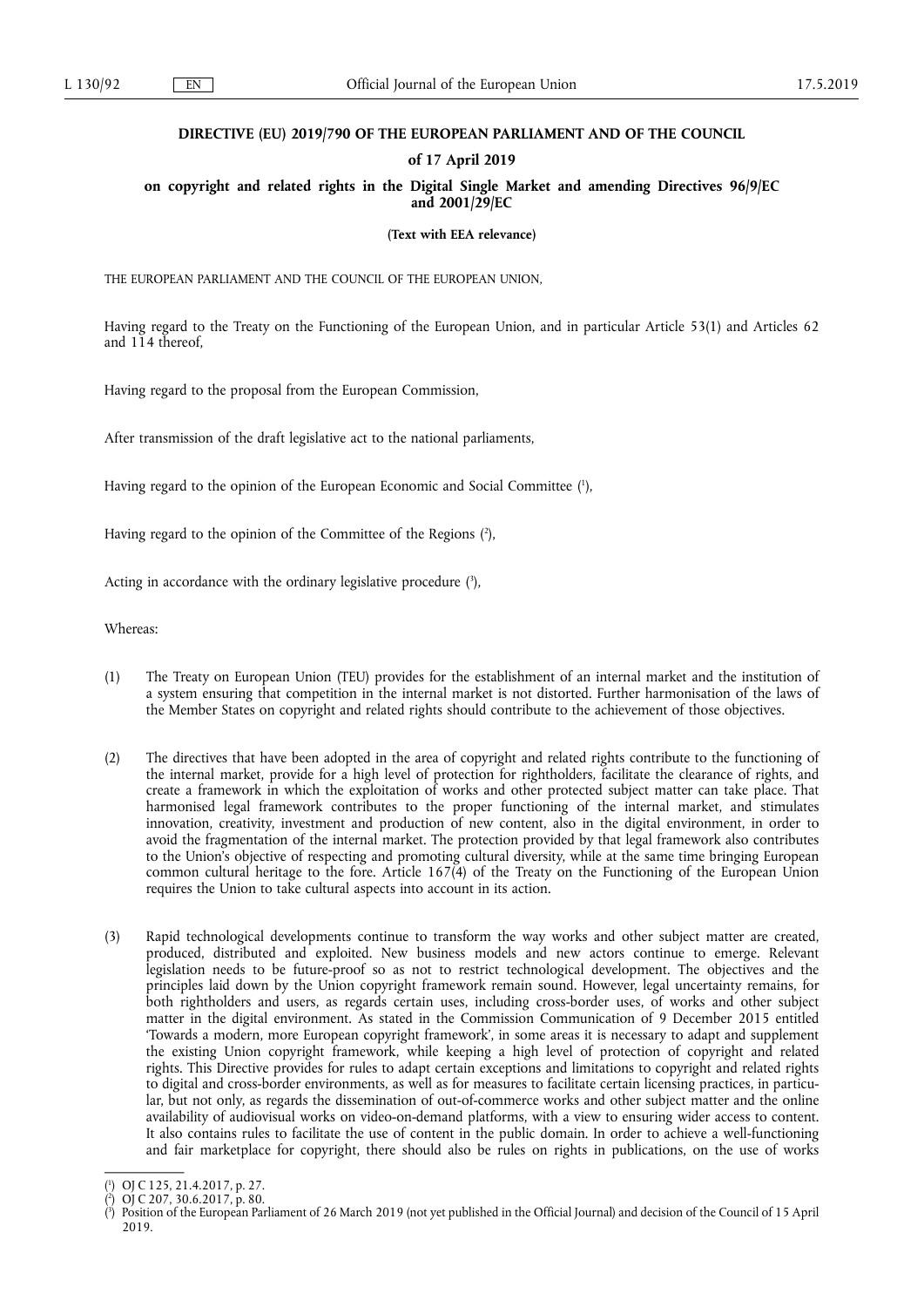# DIRECTIVE (EU) 2019/790 OF THE EUROPEAN PARLIAMENT AND OF THE COUNCIL

## of 17 April 2019

## on copyright and related rights in the Digital Single Market and amending Directives 96/9/EC and 2001/29/EC

**(Text with EEA relevance)**

THE EUROPEAN PARLIAMENT AND THE COUNCIL OF THE EUROPEAN UNION,

Having regard to the Treaty on the Functioning of the European Union, and in particular Article 53(1) and Articles 62 and 114 thereof,

Having regard to the proposal from the European Commission,

After transmission of the draft legislative act to the national parliaments,

Having regard to the opinion of the European Economic and Social Committee [1],

Having regard to the opinion of the Committee of the Regions [2],

Acting in accordance with the ordinary legislative procedure [3],

Whereas:

(1) The Treaty on European Union (TEU) provides for the establishment of an internal market and the institution of a system ensuring that competition in the internal market is not distorted. Further harmonisation of the laws of the Member States on copyright and related rights should contribute to the achievement of those objectives.

(2) The directives that have been adopted in the area of copyright and related rights contribute to the functioning of the internal market, provide for a high level of protection for rightholders, facilitate the clearance of rights, and create a framework in which the exploitation of works and other protected subject matter can take place. That harmonised legal framework contributes to the proper functioning of the internal market, and stimulates innovation, creativity, investment and production of new content, also in the digital environment, in order to avoid the fragmentation of the internal market. The protection provided by that legal framework also contributes to the Union's objective of respecting and promoting cultural diversity, while at the same time bringing European common cultural heritage to the fore. Article 167(4) of the Treaty on the Functioning of the European Union requires the Union to take cultural aspects into account in its action.

(3) Rapid technological developments continue to transform the way works and other subject matter are created, produced, distributed and exploited. New business models and new actors continue to emerge. Relevant legislation needs to be future-proof so as not to restrict technological development. The objectives and the principles laid down by the Union copyright framework remain sound. However, legal uncertainty remains, for both rightholders and users, as regards certain uses, including cross-border uses, of works and other subject matter in the digital environment. As stated in the Commission Communication of 9 December 2015 entitled 'Towards a modern, more European copyright framework', in some areas it is necessary to adapt and supplement the existing Union copyright framework, while keeping a high level of protection of copyright and related rights. This Directive provides for rules to adapt certain exceptions and limitations to copyright and related rights to digital and cross-border environments, as well as for measures to facilitate certain licensing practices, in particular, but not only, as regards the dissemination of out-of-commerce works and other subject matter and the online availability of audiovisual works on video-on-demand platforms, with a view to ensuring wider access to content. It also contains rules to facilitate the use of content in the public domain. In order to achieve a well-functioning and fair marketplace for copyright, there should also be rules on rights in publications, on the use of works

---

[1] OJ C 125, 21.4.2017, p. 27.

[2] OJ C 207, 30.6.2017, p. 80.

[3] Position of the European Parliament of 26 March 2019 (not yet published in the Official Journal) and decision of the Council of 15 April 2019.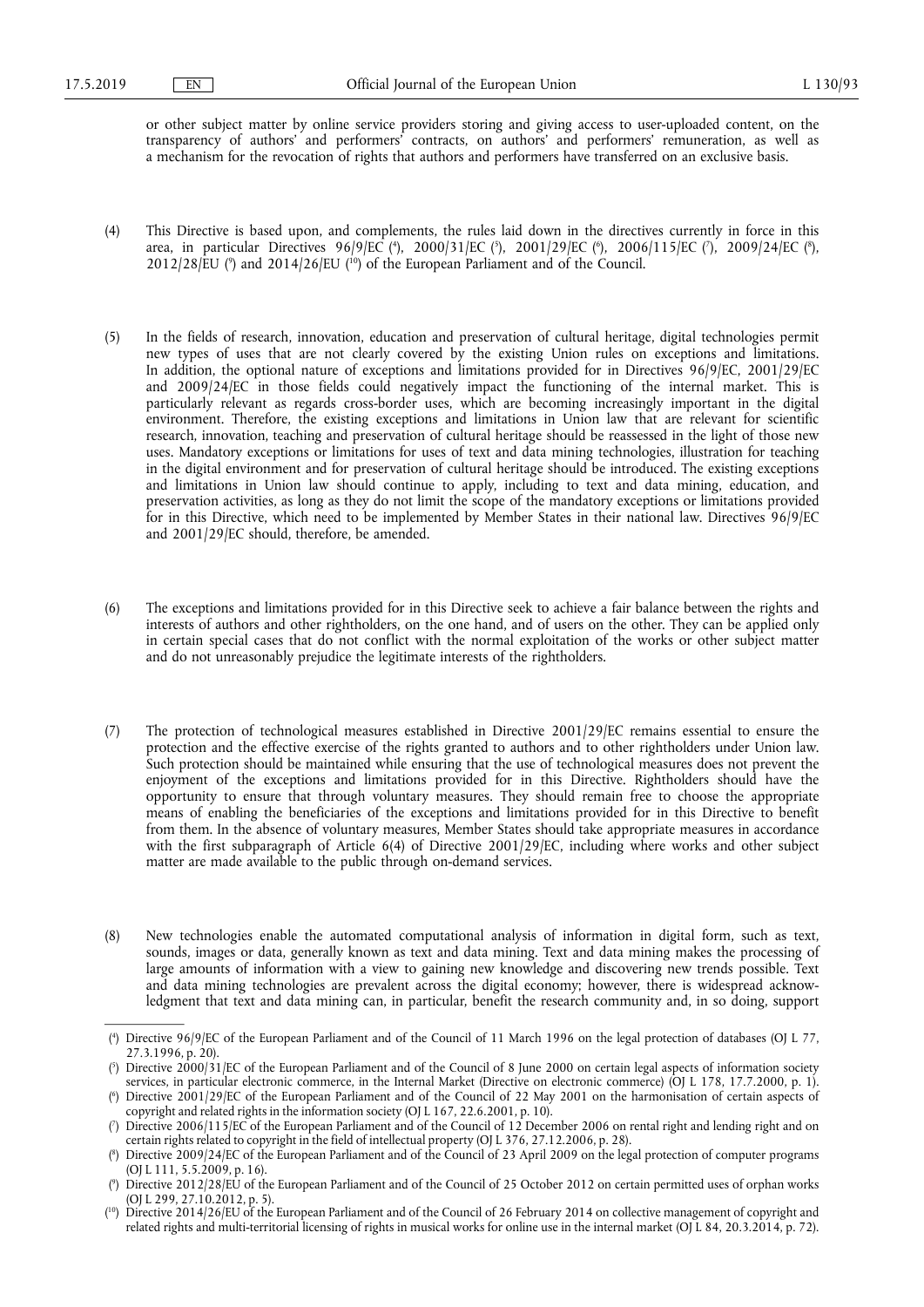or other subject matter by online service providers storing and giving access to user-uploaded content, on the transparency of authors' and performers' contracts, on authors' and performers' remuneration, as well as a mechanism for the revocation of rights that authors and performers have transferred on an exclusive basis.

(4) This Directive is based upon, and complements, the rules laid down in the directives currently in force in this area, in particular Directives 96/9/EC [4], 2000/31/EC [5], 2001/29/EC [6], 2006/115/EC [7], 2009/24/EC [8], 2012/28/EU [9] and 2014/26/EU [10] of the European Parliament and of the Council.

(5) In the fields of research, innovation, education and preservation of cultural heritage, digital technologies permit new types of uses that are not clearly covered by the existing Union rules on exceptions and limitations. In addition, the optional nature of exceptions and limitations provided for in Directives 96/9/EC, 2001/29/EC and 2009/24/EC in those fields could negatively impact the functioning of the internal market. This is particularly relevant as regards cross-border uses, which are becoming increasingly important in the digital environment. Therefore, the existing exceptions and limitations in Union law that are relevant for scientific research, innovation, teaching and preservation of cultural heritage should be reassessed in the light of those new uses. Mandatory exceptions or limitations for uses of text and data mining technologies, illustration for teaching in the digital environment and for preservation of cultural heritage should be introduced. The existing exceptions and limitations in Union law should continue to apply, including to text and data mining, education, and preservation activities, as long as they do not limit the scope of the mandatory exceptions or limitations provided for in this Directive, which need to be implemented by Member States in their national law. Directives 96/9/EC and 2001/29/EC should, therefore, be amended.

(6) The exceptions and limitations provided for in this Directive seek to achieve a fair balance between the rights and interests of authors and other rightholders, on the one hand, and of users on the other. They can be applied only in certain special cases that do not conflict with the normal exploitation of the works or other subject matter and do not unreasonably prejudice the legitimate interests of the rightholders.

(7) The protection of technological measures established in Directive 2001/29/EC remains essential to ensure the protection and the effective exercise of the rights granted to authors and to other rightholders under Union law. Such protection should be maintained while ensuring that the use of technological measures does not prevent the enjoyment of the exceptions and limitations provided for in this Directive. Rightholders should have the opportunity to ensure that through voluntary measures. They should remain free to choose the appropriate means of enabling the beneficiaries of the exceptions and limitations provided for in this Directive to benefit from them. In the absence of voluntary measures, Member States should take appropriate measures in accordance with the first subparagraph of Article 6(4) of Directive 2001/29/EC, including where works and other subject matter are made available to the public through on-demand services.

(8) New technologies enable the automated computational analysis of information in digital form, such as text, sounds, images or data, generally known as text and data mining. Text and data mining makes the processing of large amounts of information with a view to gaining new knowledge and discovering new trends possible. Text and data mining technologies are prevalent across the digital economy; however, there is widespread acknowledgment that text and data mining can, in particular, benefit the research community and, in so doing, support

---

[4] Directive 96/9/EC of the European Parliament and of the Council of 11 March 1996 on the legal protection of databases (OJ L 77, 27.3.1996, p. 20).

[5] Directive 2000/31/EC of the European Parliament and of the Council of 8 June 2000 on certain legal aspects of information society services, in particular electronic commerce, in the Internal Market (Directive on electronic commerce) (OJ L 178, 17.7.2000, p. 1).

[6] Directive 2001/29/EC of the European Parliament and of the Council of 22 May 2001 on the harmonisation of certain aspects of copyright and related rights in the information society (OJ L 167, 22.6.2001, p. 10).

[7] Directive 2006/115/EC of the European Parliament and of the Council of 12 December 2006 on rental right and lending right and on certain rights related to copyright in the field of intellectual property (OJ L 376, 27.12.2006, p. 28).

[8] Directive 2009/24/EC of the European Parliament and of the Council of 23 April 2009 on the legal protection of computer programs (OJ L 111, 5.5.2009, p. 16).

[9] Directive 2012/28/EU of the European Parliament and of the Council of 25 October 2012 on certain permitted uses of orphan works (OJ L 299, 27.10.2012, p. 5).

[10] Directive 2014/26/EU of the European Parliament and of the Council of 26 February 2014 on collective management of copyright and related rights and multi-territorial licensing of rights in musical works for online use in the internal market (OJ L 84, 20.3.2014, p. 72).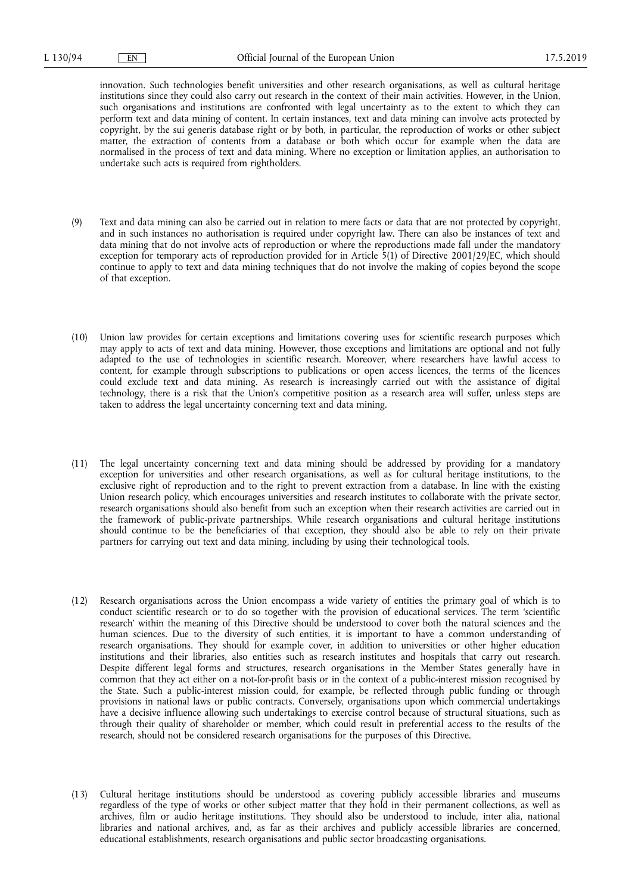innovation. Such technologies benefit universities and other research organisations, as well as cultural heritage institutions since they could also carry out research in the context of their main activities. However, in the Union, such organisations and institutions are confronted with legal uncertainty as to the extent to which they can perform text and data mining of content. In certain instances, text and data mining can involve acts protected by copyright, by the sui generis database right or by both, in particular, the reproduction of works or other subject matter, the extraction of contents from a database or both which occur for example when the data are normalised in the process of text and data mining. Where no exception or limitation applies, an authorisation to undertake such acts is required from rightholders.

(9) Text and data mining can also be carried out in relation to mere facts or data that are not protected by copyright, and in such instances no authorisation is required under copyright law. There can also be instances of text and data mining that do not involve acts of reproduction or where the reproductions made fall under the mandatory exception for temporary acts of reproduction provided for in Article 5(1) of Directive 2001/29/EC, which should continue to apply to text and data mining techniques that do not involve the making of copies beyond the scope of that exception.

(10) Union law provides for certain exceptions and limitations covering uses for scientific research purposes which may apply to acts of text and data mining. However, those exceptions and limitations are optional and not fully adapted to the use of technologies in scientific research. Moreover, where researchers have lawful access to content, for example through subscriptions to publications or open access licences, the terms of the licences could exclude text and data mining. As research is increasingly carried out with the assistance of digital technology, there is a risk that the Union's competitive position as a research area will suffer, unless steps are taken to address the legal uncertainty concerning text and data mining.

(11) The legal uncertainty concerning text and data mining should be addressed by providing for a mandatory exception for universities and other research organisations, as well as for cultural heritage institutions, to the exclusive right of reproduction and to the right to prevent extraction from a database. In line with the existing Union research policy, which encourages universities and research institutes to collaborate with the private sector, research organisations should also benefit from such an exception when their research activities are carried out in the framework of public-private partnerships. While research organisations and cultural heritage institutions should continue to be the beneficiaries of that exception, they should also be able to rely on their private partners for carrying out text and data mining, including by using their technological tools.

(12) Research organisations across the Union encompass a wide variety of entities the primary goal of which is to conduct scientific research or to do so together with the provision of educational services. The term 'scientific research' within the meaning of this Directive should be understood to cover both the natural sciences and the human sciences. Due to the diversity of such entities, it is important to have a common understanding of research organisations. They should for example cover, in addition to universities or other higher education institutions and their libraries, also entities such as research institutes and hospitals that carry out research. Despite different legal forms and structures, research organisations in the Member States generally have in common that they act either on a not-for-profit basis or in the context of a public-interest mission recognised by the State. Such a public-interest mission could, for example, be reflected through public funding or through provisions in national laws or public contracts. Conversely, organisations upon which commercial undertakings have a decisive influence allowing such undertakings to exercise control because of structural situations, such as through their quality of shareholder or member, which could result in preferential access to the results of the research, should not be considered research organisations for the purposes of this Directive.

(13) Cultural heritage institutions should be understood as covering publicly accessible libraries and museums regardless of the type of works or other subject matter that they hold in their permanent collections, as well as archives, film or audio heritage institutions. They should also be understood to include, inter alia, national libraries and national archives, and, as far as their archives and publicly accessible libraries are concerned, educational establishments, research organisations and public sector broadcasting organisations.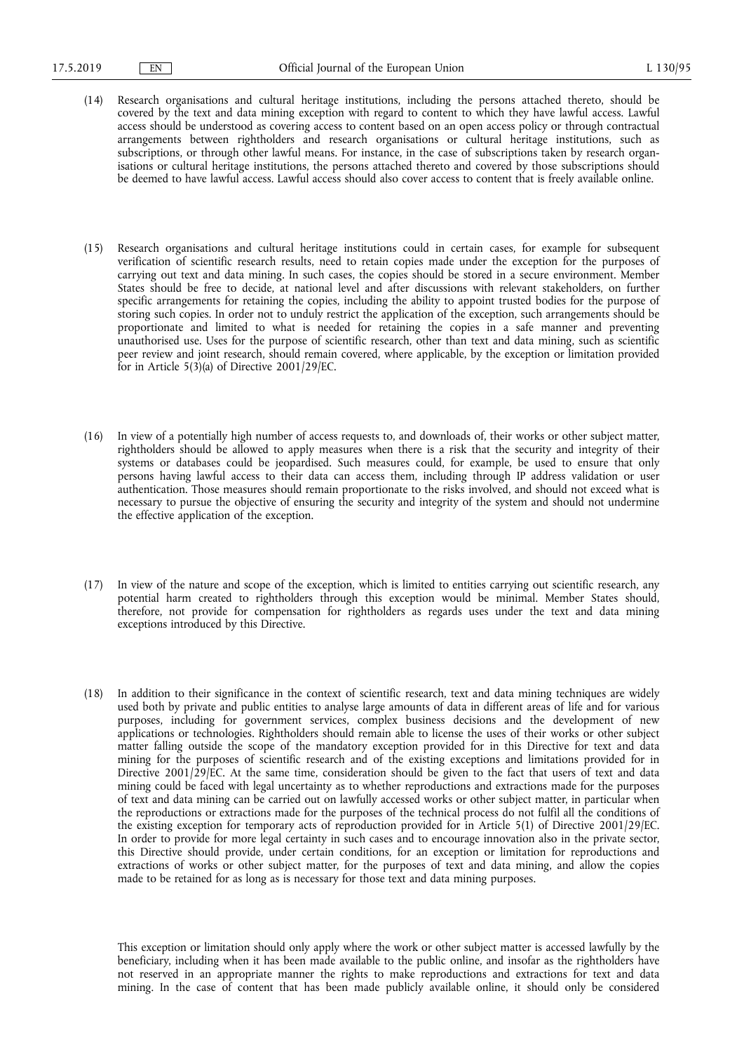(14) Research organisations and cultural heritage institutions, including the persons attached thereto, should be covered by the text and data mining exception with regard to content to which they have lawful access. Lawful access should be understood as covering access to content based on an open access policy or through contractual arrangements between rightholders and research organisations or cultural heritage institutions, such as subscriptions, or through other lawful means. For instance, in the case of subscriptions taken by research organisations or cultural heritage institutions, the persons attached thereto and covered by those subscriptions should be deemed to have lawful access. Lawful access should also cover access to content that is freely available online.

(15) Research organisations and cultural heritage institutions could in certain cases, for example for subsequent verification of scientific research results, need to retain copies made under the exception for the purposes of carrying out text and data mining. In such cases, the copies should be stored in a secure environment. Member States should be free to decide, at national level and after discussions with relevant stakeholders, on further specific arrangements for retaining the copies, including the ability to appoint trusted bodies for the purpose of storing such copies. In order not to unduly restrict the application of the exception, such arrangements should be proportionate and limited to what is needed for retaining the copies in a safe manner and preventing unauthorised use. Uses for the purpose of scientific research, other than text and data mining, such as scientific peer review and joint research, should remain covered, where applicable, by the exception or limitation provided for in Article 5(3)(a) of Directive 2001/29/EC.

(16) In view of a potentially high number of access requests to, and downloads of, their works or other subject matter, rightholders should be allowed to apply measures when there is a risk that the security and integrity of their systems or databases could be jeopardised. Such measures could, for example, be used to ensure that only persons having lawful access to their data can access them, including through IP address validation or user authentication. Those measures should remain proportionate to the risks involved, and should not exceed what is necessary to pursue the objective of ensuring the security and integrity of the system and should not undermine the effective application of the exception.

(17) In view of the nature and scope of the exception, which is limited to entities carrying out scientific research, any potential harm created to rightholders through this exception would be minimal. Member States should, therefore, not provide for compensation for rightholders as regards uses under the text and data mining exceptions introduced by this Directive.

(18) In addition to their significance in the context of scientific research, text and data mining techniques are widely used both by private and public entities to analyse large amounts of data in different areas of life and for various purposes, including for government services, complex business decisions and the development of new applications or technologies. Rightholders should remain able to license the uses of their works or other subject matter falling outside the scope of the mandatory exception provided for in this Directive for text and data mining for the purposes of scientific research and of the existing exceptions and limitations provided for in Directive 2001/29/EC. At the same time, consideration should be given to the fact that users of text and data mining could be faced with legal uncertainty as to whether reproductions and extractions made for the purposes of text and data mining can be carried out on lawfully accessed works or other subject matter, in particular when the reproductions or extractions made for the purposes of the technical process do not fulfil all the conditions of the existing exception for temporary acts of reproduction provided for in Article 5(1) of Directive 2001/29/EC. In order to provide for more legal certainty in such cases and to encourage innovation also in the private sector, this Directive should provide, under certain conditions, for an exception or limitation for reproductions and extractions of works or other subject matter, for the purposes of text and data mining, and allow the copies made to be retained for as long as is necessary for those text and data mining purposes.

This exception or limitation should only apply where the work or other subject matter is accessed lawfully by the beneficiary, including when it has been made available to the public online, and insofar as the rightholders have not reserved in an appropriate manner the rights to make reproductions and extractions for text and data mining. In the case of content that has been made publicly available online, it should only be considered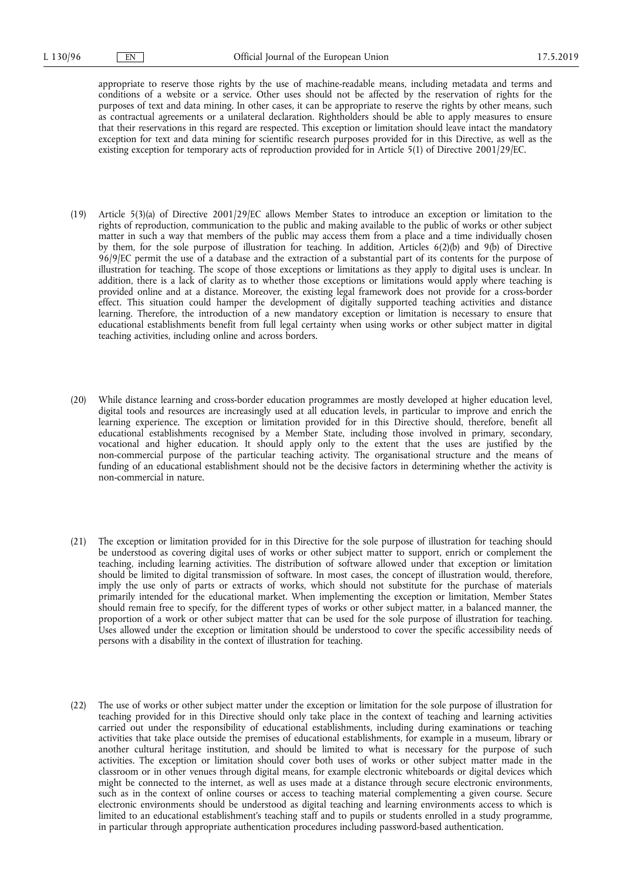appropriate to reserve those rights by the use of machine-readable means, including metadata and terms and conditions of a website or a service. Other uses should not be affected by the reservation of rights for the purposes of text and data mining. In other cases, it can be appropriate to reserve the rights by other means, such as contractual agreements or a unilateral declaration. Rightholders should be able to apply measures to ensure that their reservations in this regard are respected. This exception or limitation should leave intact the mandatory exception for text and data mining for scientific research purposes provided for in this Directive, as well as the existing exception for temporary acts of reproduction provided for in Article 5(1) of Directive 2001/29/EC.

(19) Article 5(3)(a) of Directive 2001/29/EC allows Member States to introduce an exception or limitation to the rights of reproduction, communication to the public and making available to the public of works or other subject matter in such a way that members of the public may access them from a place and a time individually chosen by them, for the sole purpose of illustration for teaching. In addition, Articles 6(2)(b) and 9(b) of Directive 96/9/EC permit the use of a database and the extraction of a substantial part of its contents for the purpose of illustration for teaching. The scope of those exceptions or limitations as they apply to digital uses is unclear. In addition, there is a lack of clarity as to whether those exceptions or limitations would apply where teaching is provided online and at a distance. Moreover, the existing legal framework does not provide for a cross-border effect. This situation could hamper the development of digitally supported teaching activities and distance learning. Therefore, the introduction of a new mandatory exception or limitation is necessary to ensure that educational establishments benefit from full legal certainty when using works or other subject matter in digital teaching activities, including online and across borders.

(20) While distance learning and cross-border education programmes are mostly developed at higher education level, digital tools and resources are increasingly used at all education levels, in particular to improve and enrich the learning experience. The exception or limitation provided for in this Directive should, therefore, benefit all educational establishments recognised by a Member State, including those involved in primary, secondary, vocational and higher education. It should apply only to the extent that the uses are justified by the non-commercial purpose of the particular teaching activity. The organisational structure and the means of funding of an educational establishment should not be the decisive factors in determining whether the activity is non-commercial in nature.

(21) The exception or limitation provided for in this Directive for the sole purpose of illustration for teaching should be understood as covering digital uses of works or other subject matter to support, enrich or complement the teaching, including learning activities. The distribution of software allowed under that exception or limitation should be limited to digital transmission of software. In most cases, the concept of illustration would, therefore, imply the use only of parts or extracts of works, which should not substitute for the purchase of materials primarily intended for the educational market. When implementing the exception or limitation, Member States should remain free to specify, for the different types of works or other subject matter, in a balanced manner, the proportion of a work or other subject matter that can be used for the sole purpose of illustration for teaching. Uses allowed under the exception or limitation should be understood to cover the specific accessibility needs of persons with a disability in the context of illustration for teaching.

(22) The use of works or other subject matter under the exception or limitation for the sole purpose of illustration for teaching provided for in this Directive should only take place in the context of teaching and learning activities carried out under the responsibility of educational establishments, including during examinations or teaching activities that take place outside the premises of educational establishments, for example in a museum, library or another cultural heritage institution, and should be limited to what is necessary for the purpose of such activities. The exception or limitation should cover both uses of works or other subject matter made in the classroom or in other venues through digital means, for example electronic whiteboards or digital devices which might be connected to the internet, as well as uses made at a distance through secure electronic environments, such as in the context of online courses or access to teaching material complementing a given course. Secure electronic environments should be understood as digital teaching and learning environments access to which is limited to an educational establishment's teaching staff and to pupils or students enrolled in a study programme, in particular through appropriate authentication procedures including password-based authentication.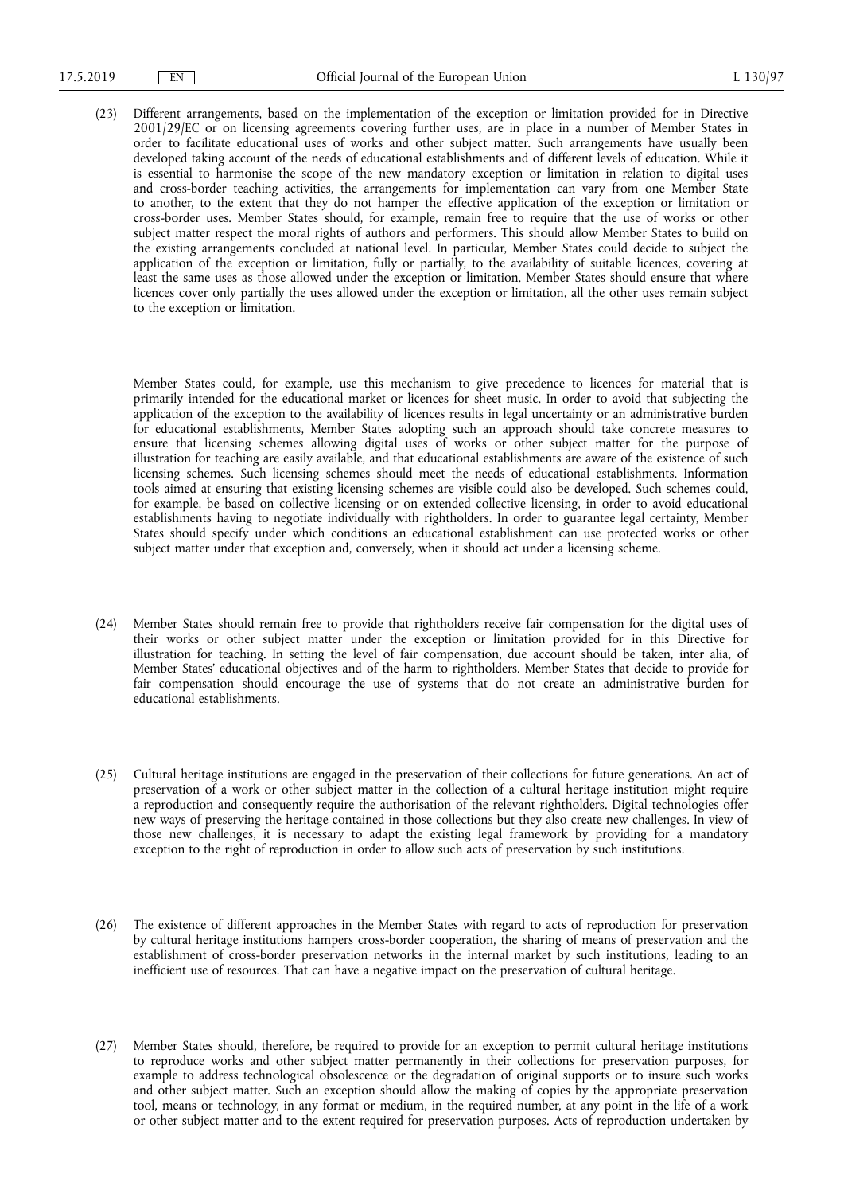(23) Different arrangements, based on the implementation of the exception or limitation provided for in Directive 2001/29/EC or on licensing agreements covering further uses, are in place in a number of Member States in order to facilitate educational uses of works and other subject matter. Such arrangements have usually been developed taking account of the needs of educational establishments and of different levels of education. While it is essential to harmonise the scope of the new mandatory exception or limitation in relation to digital uses and cross-border teaching activities, the arrangements for implementation can vary from one Member State to another, to the extent that they do not hamper the effective application of the exception or limitation or cross-border uses. Member States should, for example, remain free to require that the use of works or other subject matter respect the moral rights of authors and performers. This should allow Member States to build on the existing arrangements concluded at national level. In particular, Member States could decide to subject the application of the exception or limitation, fully or partially, to the availability of suitable licences, covering at least the same uses as those allowed under the exception or limitation. Member States should ensure that where licences cover only partially the uses allowed under the exception or limitation, all the other uses remain subject to the exception or limitation.

Member States could, for example, use this mechanism to give precedence to licences for material that is primarily intended for the educational market or licences for sheet music. In order to avoid that subjecting the application of the exception to the availability of licences results in legal uncertainty or an administrative burden for educational establishments, Member States adopting such an approach should take concrete measures to ensure that licensing schemes allowing digital uses of works or other subject matter for the purpose of illustration for teaching are easily available, and that educational establishments are aware of the existence of such licensing schemes. Such licensing schemes should meet the needs of educational establishments. Information tools aimed at ensuring that existing licensing schemes are visible could also be developed. Such schemes could, for example, be based on collective licensing or on extended collective licensing, in order to avoid educational establishments having to negotiate individually with rightholders. In order to guarantee legal certainty, Member States should specify under which conditions an educational establishment can use protected works or other subject matter under that exception and, conversely, when it should act under a licensing scheme.

(24) Member States should remain free to provide that rightholders receive fair compensation for the digital uses of their works or other subject matter under the exception or limitation provided for in this Directive for illustration for teaching. In setting the level of fair compensation, due account should be taken, inter alia, of Member States' educational objectives and of the harm to rightholders. Member States that decide to provide for fair compensation should encourage the use of systems that do not create an administrative burden for educational establishments.

(25) Cultural heritage institutions are engaged in the preservation of their collections for future generations. An act of preservation of a work or other subject matter in the collection of a cultural heritage institution might require a reproduction and consequently require the authorisation of the relevant rightholders. Digital technologies offer new ways of preserving the heritage contained in those collections but they also create new challenges. In view of those new challenges, it is necessary to adapt the existing legal framework by providing for a mandatory exception to the right of reproduction in order to allow such acts of preservation by such institutions.

(26) The existence of different approaches in the Member States with regard to acts of reproduction for preservation by cultural heritage institutions hampers cross-border cooperation, the sharing of means of preservation and the establishment of cross-border preservation networks in the internal market by such institutions, leading to an inefficient use of resources. That can have a negative impact on the preservation of cultural heritage.

(27) Member States should, therefore, be required to provide for an exception to permit cultural heritage institutions to reproduce works and other subject matter permanently in their collections for preservation purposes, for example to address technological obsolescence or the degradation of original supports or to insure such works and other subject matter. Such an exception should allow the making of copies by the appropriate preservation tool, means or technology, in any format or medium, in the required number, at any point in the life of a work or other subject matter and to the extent required for preservation purposes. Acts of reproduction undertaken by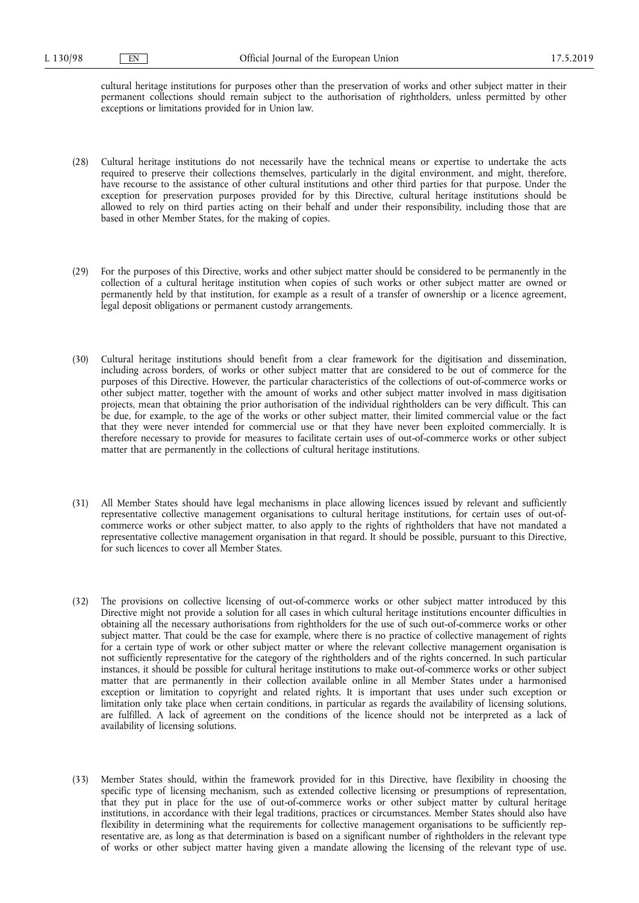cultural heritage institutions for purposes other than the preservation of works and other subject matter in their permanent collections should remain subject to the authorisation of rightholders, unless permitted by other exceptions or limitations provided for in Union law.

(28) Cultural heritage institutions do not necessarily have the technical means or expertise to undertake the acts required to preserve their collections themselves, particularly in the digital environment, and might, therefore, have recourse to the assistance of other cultural institutions and other third parties for that purpose. Under the exception for preservation purposes provided for by this Directive, cultural heritage institutions should be allowed to rely on third parties acting on their behalf and under their responsibility, including those that are based in other Member States, for the making of copies.

(29) For the purposes of this Directive, works and other subject matter should be considered to be permanently in the collection of a cultural heritage institution when copies of such works or other subject matter are owned or permanently held by that institution, for example as a result of a transfer of ownership or a licence agreement, legal deposit obligations or permanent custody arrangements.

(30) Cultural heritage institutions should benefit from a clear framework for the digitisation and dissemination, including across borders, of works or other subject matter that are considered to be out of commerce for the purposes of this Directive. However, the particular characteristics of the collections of out-of-commerce works or other subject matter, together with the amount of works and other subject matter involved in mass digitisation projects, mean that obtaining the prior authorisation of the individual rightholders can be very difficult. This can be due, for example, to the age of the works or other subject matter, their limited commercial value or the fact that they were never intended for commercial use or that they have never been exploited commercially. It is therefore necessary to provide for measures to facilitate certain uses of out-of-commerce works or other subject matter that are permanently in the collections of cultural heritage institutions.

(31) All Member States should have legal mechanisms in place allowing licences issued by relevant and sufficiently representative collective management organisations to cultural heritage institutions, for certain uses of out-of-commerce works or other subject matter, to also apply to the rights of rightholders that have not mandated a representative collective management organisation in that regard. It should be possible, pursuant to this Directive, for such licences to cover all Member States.

(32) The provisions on collective licensing of out-of-commerce works or other subject matter introduced by this Directive might not provide a solution for all cases in which cultural heritage institutions encounter difficulties in obtaining all the necessary authorisations from rightholders for the use of such out-of-commerce works or other subject matter. That could be the case for example, where there is no practice of collective management of rights for a certain type of work or other subject matter or where the relevant collective management organisation is not sufficiently representative for the category of the rightholders and of the rights concerned. In such particular instances, it should be possible for cultural heritage institutions to make out-of-commerce works or other subject matter that are permanently in their collection available online in all Member States under a harmonised exception or limitation to copyright and related rights. It is important that uses under such exception or limitation only take place when certain conditions, in particular as regards the availability of licensing solutions, are fulfilled. A lack of agreement on the conditions of the licence should not be interpreted as a lack of availability of licensing solutions.

(33) Member States should, within the framework provided for in this Directive, have flexibility in choosing the specific type of licensing mechanism, such as extended collective licensing or presumptions of representation, that they put in place for the use of out-of-commerce works or other subject matter by cultural heritage institutions, in accordance with their legal traditions, practices or circumstances. Member States should also have flexibility in determining what the requirements for collective management organisations to be sufficiently representative are, as long as that determination is based on a significant number of rightholders in the relevant type of works or other subject matter having given a mandate allowing the licensing of the relevant type of use.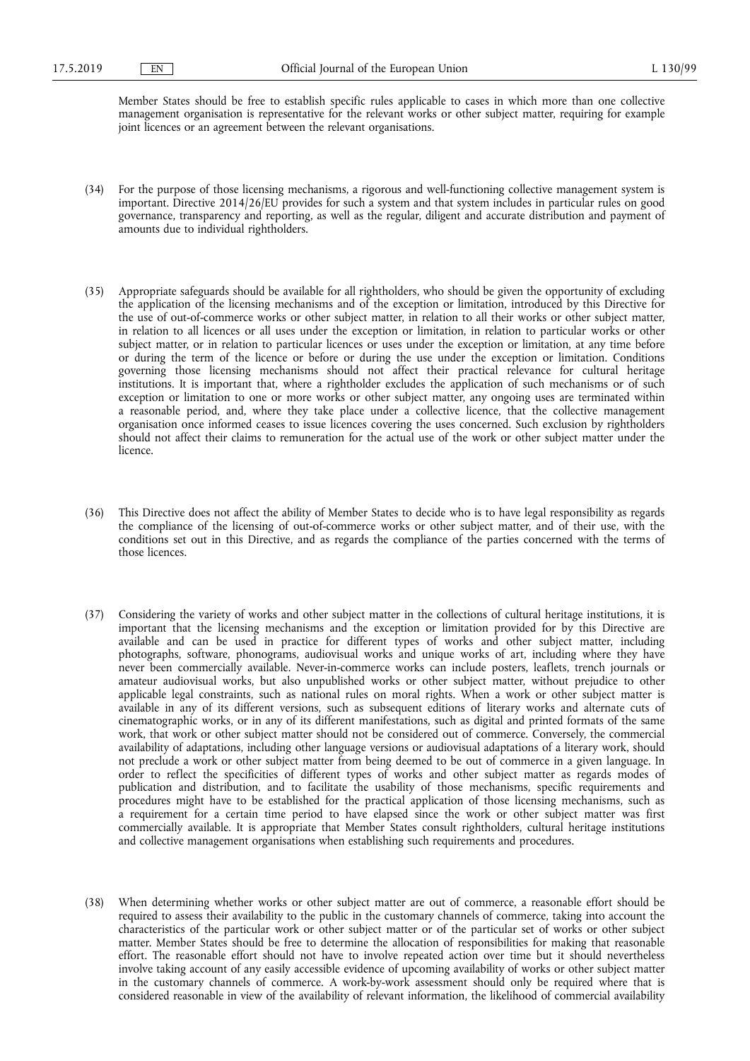Member States should be free to establish specific rules applicable to cases in which more than one collective management organisation is representative for the relevant works or other subject matter, requiring for example joint licences or an agreement between the relevant organisations.

(34) For the purpose of those licensing mechanisms, a rigorous and well-functioning collective management system is important. Directive 2014/26/EU provides for such a system and that system includes in particular rules on good governance, transparency and reporting, as well as the regular, diligent and accurate distribution and payment of amounts due to individual rightholders.

(35) Appropriate safeguards should be available for all rightholders, who should be given the opportunity of excluding the application of the licensing mechanisms and of the exception or limitation, introduced by this Directive for the use of out-of-commerce works or other subject matter, in relation to all their works or other subject matter, in relation to all licences or all uses under the exception or limitation, in relation to particular works or other subject matter, or in relation to particular licences or uses under the exception or limitation, at any time before or during the term of the licence or before or during the use under the exception or limitation. Conditions governing those licensing mechanisms should not affect their practical relevance for cultural heritage institutions. It is important that, where a rightholder excludes the application of such mechanisms or of such exception or limitation to one or more works or other subject matter, any ongoing uses are terminated within a reasonable period, and, where they take place under a collective licence, that the collective management organisation once informed ceases to issue licences covering the uses concerned. Such exclusion by rightholders should not affect their claims to remuneration for the actual use of the work or other subject matter under the licence.

(36) This Directive does not affect the ability of Member States to decide who is to have legal responsibility as regards the compliance of the licensing of out-of-commerce works or other subject matter, and of their use, with the conditions set out in this Directive, and as regards the compliance of the parties concerned with the terms of those licences.

(37) Considering the variety of works and other subject matter in the collections of cultural heritage institutions, it is important that the licensing mechanisms and the exception or limitation provided for by this Directive are available and can be used in practice for different types of works and other subject matter, including photographs, software, phonograms, audiovisual works and unique works of art, including where they have never been commercially available. Never-in-commerce works can include posters, leaflets, trench journals or amateur audiovisual works, but also unpublished works or other subject matter, without prejudice to other applicable legal constraints, such as national rules on moral rights. When a work or other subject matter is available in any of its different versions, such as subsequent editions of literary works and alternate cuts of cinematographic works, or in any of its different manifestations, such as digital and printed formats of the same work, that work or other subject matter should not be considered out of commerce. Conversely, the commercial availability of adaptations, including other language versions or audiovisual adaptations of a literary work, should not preclude a work or other subject matter from being deemed to be out of commerce in a given language. In order to reflect the specificities of different types of works and other subject matter as regards modes of publication and distribution, and to facilitate the usability of those mechanisms, specific requirements and procedures might have to be established for the practical application of those licensing mechanisms, such as a requirement for a certain time period to have elapsed since the work or other subject matter was first commercially available. It is appropriate that Member States consult rightholders, cultural heritage institutions and collective management organisations when establishing such requirements and procedures.

(38) When determining whether works or other subject matter are out of commerce, a reasonable effort should be required to assess their availability to the public in the customary channels of commerce, taking into account the characteristics of the particular work or other subject matter or of the particular set of works or other subject matter. Member States should be free to determine the allocation of responsibilities for making that reasonable effort. The reasonable effort should not have to involve repeated action over time but it should nevertheless involve taking account of any easily accessible evidence of upcoming availability of works or other subject matter in the customary channels of commerce. A work-by-work assessment should only be required where that is considered reasonable in view of the availability of relevant information, the likelihood of commercial availability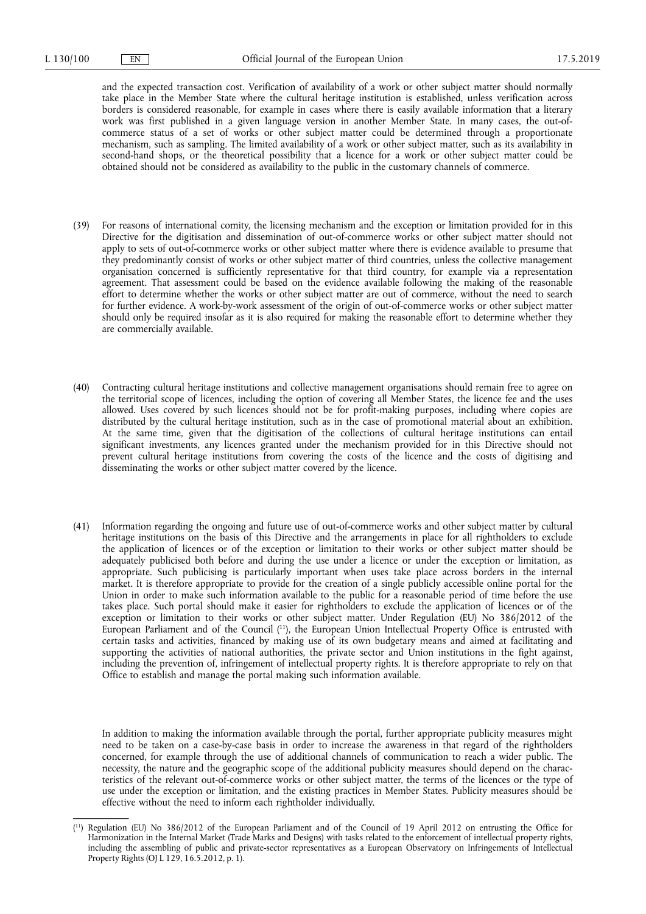and the expected transaction cost. Verification of availability of a work or other subject matter should normally take place in the Member State where the cultural heritage institution is established, unless verification across borders is considered reasonable, for example in cases where there is easily available information that a literary work was first published in a given language version in another Member State. In many cases, the out-of-commerce status of a set of works or other subject matter could be determined through a proportionate mechanism, such as sampling. The limited availability of a work or other subject matter, such as its availability in second-hand shops, or the theoretical possibility that a licence for a work or other subject matter could be obtained should not be considered as availability to the public in the customary channels of commerce.

(39) For reasons of international comity, the licensing mechanism and the exception or limitation provided for in this Directive for the digitisation and dissemination of out-of-commerce works or other subject matter should not apply to sets of out-of-commerce works or other subject matter where there is evidence available to presume that they predominantly consist of works or other subject matter of third countries, unless the collective management organisation concerned is sufficiently representative for that third country, for example via a representation agreement. That assessment could be based on the evidence available following the making of the reasonable effort to determine whether the works or other subject matter are out of commerce, without the need to search for further evidence. A work-by-work assessment of the origin of out-of-commerce works or other subject matter should only be required insofar as it is also required for making the reasonable effort to determine whether they are commercially available.

(40) Contracting cultural heritage institutions and collective management organisations should remain free to agree on the territorial scope of licences, including the option of covering all Member States, the licence fee and the uses allowed. Uses covered by such licences should not be for profit-making purposes, including where copies are distributed by the cultural heritage institution, such as in the case of promotional material about an exhibition. At the same time, given that the digitisation of the collections of cultural heritage institutions can entail significant investments, any licences granted under the mechanism provided for in this Directive should not prevent cultural heritage institutions from covering the costs of the licence and the costs of digitising and disseminating the works or other subject matter covered by the licence.

(41) Information regarding the ongoing and future use of out-of-commerce works and other subject matter by cultural heritage institutions on the basis of this Directive and the arrangements in place for all rightholders to exclude the application of licences or of the exception or limitation to their works or other subject matter should be adequately publicised both before and during the use under a licence or under the exception or limitation, as appropriate. Such publicising is particularly important when uses take place across borders in the internal market. It is therefore appropriate to provide for the creation of a single publicly accessible online portal for the Union in order to make such information available to the public for a reasonable period of time before the use takes place. Such portal should make it easier for rightholders to exclude the application of licences or of the exception or limitation to their works or other subject matter. Under Regulation (EU) No 386/2012 of the European Parliament and of the Council [11], the European Union Intellectual Property Office is entrusted with certain tasks and activities, financed by making use of its own budgetary means and aimed at facilitating and supporting the activities of national authorities, the private sector and Union institutions in the fight against, including the prevention of, infringement of intellectual property rights. It is therefore appropriate to rely on that Office to establish and manage the portal making such information available.

In addition to making the information available through the portal, further appropriate publicity measures might need to be taken on a case-by-case basis in order to increase the awareness in that regard of the rightholders concerned, for example through the use of additional channels of communication to reach a wider public. The necessity, the nature and the geographic scope of the additional publicity measures should depend on the characteristics of the relevant out-of-commerce works or other subject matter, the terms of the licences or the type of use under the exception or limitation, and the existing practices in Member States. Publicity measures should be effective without the need to inform each rightholder individually.

---

[11] Regulation (EU) No 386/2012 of the European Parliament and of the Council of 19 April 2012 on entrusting the Office for Harmonization in the Internal Market (Trade Marks and Designs) with tasks related to the enforcement of intellectual property rights, including the assembling of public and private-sector representatives as a European Observatory on Infringements of Intellectual Property Rights (OJ L 129, 16.5.2012, p. 1).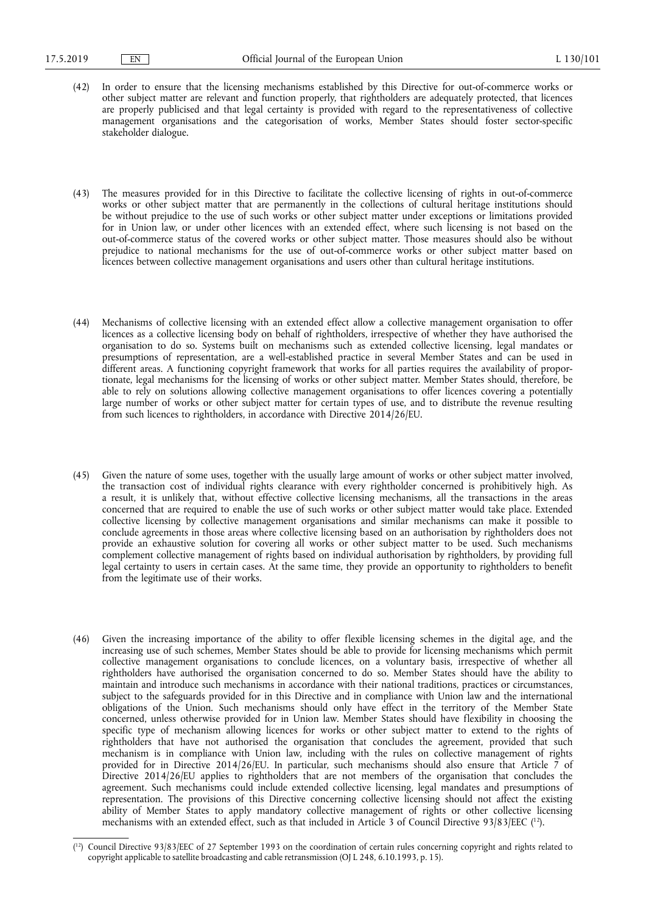(42) In order to ensure that the licensing mechanisms established by this Directive for out-of-commerce works or other subject matter are relevant and function properly, that rightholders are adequately protected, that licences are properly publicised and that legal certainty is provided with regard to the representativeness of collective management organisations and the categorisation of works, Member States should foster sector-specific stakeholder dialogue.

(43) The measures provided for in this Directive to facilitate the collective licensing of rights in out-of-commerce works or other subject matter that are permanently in the collections of cultural heritage institutions should be without prejudice to the use of such works or other subject matter under exceptions or limitations provided for in Union law, or under other licences with an extended effect, where such licensing is not based on the out-of-commerce status of the covered works or other subject matter. Those measures should also be without prejudice to national mechanisms for the use of out-of-commerce works or other subject matter based on licences between collective management organisations and users other than cultural heritage institutions.

(44) Mechanisms of collective licensing with an extended effect allow a collective management organisation to offer licences as a collective licensing body on behalf of rightholders, irrespective of whether they have authorised the organisation to do so. Systems built on mechanisms such as extended collective licensing, legal mandates or presumptions of representation, are a well-established practice in several Member States and can be used in different areas. A functioning copyright framework that works for all parties requires the availability of proportionate, legal mechanisms for the licensing of works or other subject matter. Member States should, therefore, be able to rely on solutions allowing collective management organisations to offer licences covering a potentially large number of works or other subject matter for certain types of use, and to distribute the revenue resulting from such licences to rightholders, in accordance with Directive 2014/26/EU.

(45) Given the nature of some uses, together with the usually large amount of works or other subject matter involved, the transaction cost of individual rights clearance with every rightholder concerned is prohibitively high. As a result, it is unlikely that, without effective collective licensing mechanisms, all the transactions in the areas concerned that are required to enable the use of such works or other subject matter would take place. Extended collective licensing by collective management organisations and similar mechanisms can make it possible to conclude agreements in those areas where collective licensing based on an authorisation by rightholders does not provide an exhaustive solution for covering all works or other subject matter to be used. Such mechanisms complement collective management of rights based on individual authorisation by rightholders, by providing full legal certainty to users in certain cases. At the same time, they provide an opportunity to rightholders to benefit from the legitimate use of their works.

(46) Given the increasing importance of the ability to offer flexible licensing schemes in the digital age, and the increasing use of such schemes, Member States should be able to provide for licensing mechanisms which permit collective management organisations to conclude licences, on a voluntary basis, irrespective of whether all rightholders have authorised the organisation concerned to do so. Member States should have the ability to maintain and introduce such mechanisms in accordance with their national traditions, practices or circumstances, subject to the safeguards provided for in this Directive and in compliance with Union law and the international obligations of the Union. Such mechanisms should only have effect in the territory of the Member State concerned, unless otherwise provided for in Union law. Member States should have flexibility in choosing the specific type of mechanism allowing licences for works or other subject matter to extend to the rights of rightholders that have not authorised the organisation that concludes the agreement, provided that such mechanism is in compliance with Union law, including with the rules on collective management of rights provided for in Directive 2014/26/EU. In particular, such mechanisms should also ensure that Article 7 of Directive 2014/26/EU applies to rightholders that are not members of the organisation that concludes the agreement. Such mechanisms could include extended collective licensing, legal mandates and presumptions of representation. The provisions of this Directive concerning collective licensing should not affect the existing ability of Member States to apply mandatory collective management of rights or other collective licensing mechanisms with an extended effect, such as that included in Article 3 of Council Directive 93/83/EEC ([12]).

([12]) Council Directive 93/83/EEC of 27 September 1993 on the coordination of certain rules concerning copyright and rights related to copyright applicable to satellite broadcasting and cable retransmission (OJ L 248, 6.10.1993, p. 15).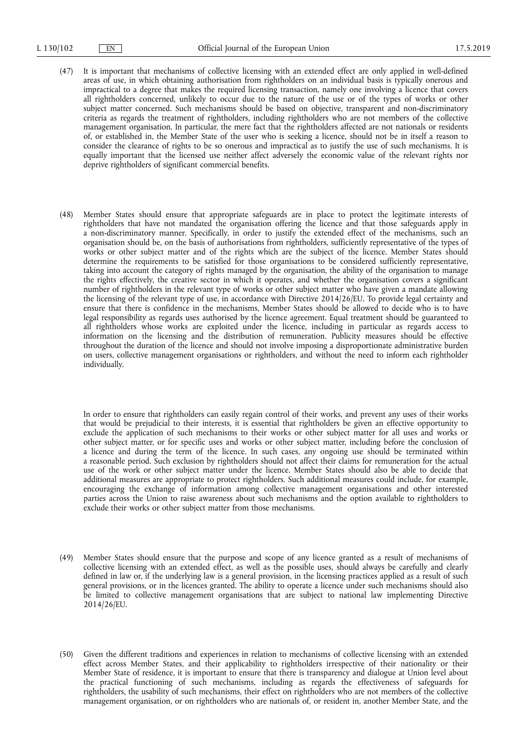(47) It is important that mechanisms of collective licensing with an extended effect are only applied in well-defined areas of use, in which obtaining authorisation from rightholders on an individual basis is typically onerous and impractical to a degree that makes the required licensing transaction, namely one involving a licence that covers all rightholders concerned, unlikely to occur due to the nature of the use or of the types of works or other subject matter concerned. Such mechanisms should be based on objective, transparent and non-discriminatory criteria as regards the treatment of rightholders, including rightholders who are not members of the collective management organisation. In particular, the mere fact that the rightholders affected are not nationals or residents of, or established in, the Member State of the user who is seeking a licence, should not be in itself a reason to consider the clearance of rights to be so onerous and impractical as to justify the use of such mechanisms. It is equally important that the licensed use neither affect adversely the economic value of the relevant rights nor deprive rightholders of significant commercial benefits.

(48) Member States should ensure that appropriate safeguards are in place to protect the legitimate interests of rightholders that have not mandated the organisation offering the licence and that those safeguards apply in a non-discriminatory manner. Specifically, in order to justify the extended effect of the mechanisms, such an organisation should be, on the basis of authorisations from rightholders, sufficiently representative of the types of works or other subject matter and of the rights which are the subject of the licence. Member States should determine the requirements to be satisfied for those organisations to be considered sufficiently representative, taking into account the category of rights managed by the organisation, the ability of the organisation to manage the rights effectively, the creative sector in which it operates, and whether the organisation covers a significant number of rightholders in the relevant type of works or other subject matter who have given a mandate allowing the licensing of the relevant type of use, in accordance with Directive 2014/26/EU. To provide legal certainty and ensure that there is confidence in the mechanisms, Member States should be allowed to decide who is to have legal responsibility as regards uses authorised by the licence agreement. Equal treatment should be guaranteed to all rightholders whose works are exploited under the licence, including in particular as regards access to information on the licensing and the distribution of remuneration. Publicity measures should be effective throughout the duration of the licence and should not involve imposing a disproportionate administrative burden on users, collective management organisations or rightholders, and without the need to inform each rightholder individually.

In order to ensure that rightholders can easily regain control of their works, and prevent any uses of their works that would be prejudicial to their interests, it is essential that rightholders be given an effective opportunity to exclude the application of such mechanisms to their works or other subject matter for all uses and works or other subject matter, or for specific uses and works or other subject matter, including before the conclusion of a licence and during the term of the licence. In such cases, any ongoing use should be terminated within a reasonable period. Such exclusion by rightholders should not affect their claims for remuneration for the actual use of the work or other subject matter under the licence. Member States should also be able to decide that additional measures are appropriate to protect rightholders. Such additional measures could include, for example, encouraging the exchange of information among collective management organisations and other interested parties across the Union to raise awareness about such mechanisms and the option available to rightholders to exclude their works or other subject matter from those mechanisms.

(49) Member States should ensure that the purpose and scope of any licence granted as a result of mechanisms of collective licensing with an extended effect, as well as the possible uses, should always be carefully and clearly defined in law or, if the underlying law is a general provision, in the licensing practices applied as a result of such general provisions, or in the licences granted. The ability to operate a licence under such mechanisms should also be limited to collective management organisations that are subject to national law implementing Directive 2014/26/EU.

(50) Given the different traditions and experiences in relation to mechanisms of collective licensing with an extended effect across Member States, and their applicability to rightholders irrespective of their nationality or their Member State of residence, it is important to ensure that there is transparency and dialogue at Union level about the practical functioning of such mechanisms, including as regards the effectiveness of safeguards for rightholders, the usability of such mechanisms, their effect on rightholders who are not members of the collective management organisation, or on rightholders who are nationals of, or resident in, another Member State, and the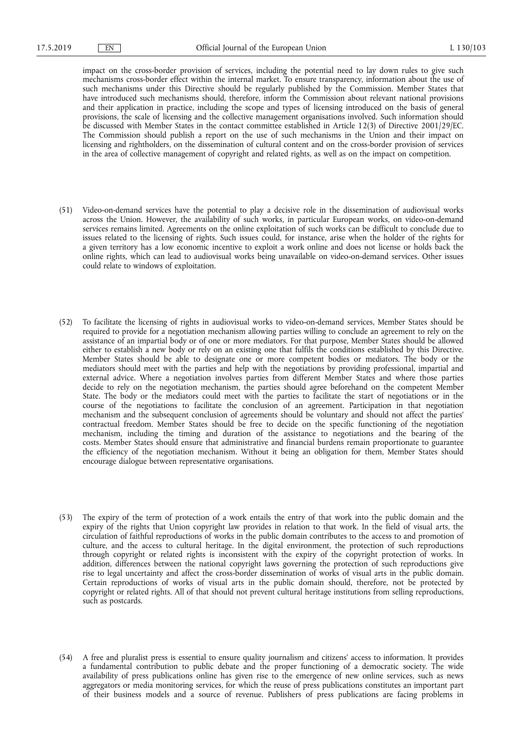impact on the cross-border provision of services, including the potential need to lay down rules to give such mechanisms cross-border effect within the internal market. To ensure transparency, information about the use of such mechanisms under this Directive should be regularly published by the Commission. Member States that have introduced such mechanisms should, therefore, inform the Commission about relevant national provisions and their application in practice, including the scope and types of licensing introduced on the basis of general provisions, the scale of licensing and the collective management organisations involved. Such information should be discussed with Member States in the contact committee established in Article 12(3) of Directive 2001/29/EC. The Commission should publish a report on the use of such mechanisms in the Union and their impact on licensing and rightholders, on the dissemination of cultural content and on the cross-border provision of services in the area of collective management of copyright and related rights, as well as on the impact on competition.

(51) Video-on-demand services have the potential to play a decisive role in the dissemination of audiovisual works across the Union. However, the availability of such works, in particular European works, on video-on-demand services remains limited. Agreements on the online exploitation of such works can be difficult to conclude due to issues related to the licensing of rights. Such issues could, for instance, arise when the holder of the rights for a given territory has a low economic incentive to exploit a work online and does not license or holds back the online rights, which can lead to audiovisual works being unavailable on video-on-demand services. Other issues could relate to windows of exploitation.

(52) To facilitate the licensing of rights in audiovisual works to video-on-demand services, Member States should be required to provide for a negotiation mechanism allowing parties willing to conclude an agreement to rely on the assistance of an impartial body or of one or more mediators. For that purpose, Member States should be allowed either to establish a new body or rely on an existing one that fulfils the conditions established by this Directive. Member States should be able to designate one or more competent bodies or mediators. The body or the mediators should meet with the parties and help with the negotiations by providing professional, impartial and external advice. Where a negotiation involves parties from different Member States and where those parties decide to rely on the negotiation mechanism, the parties should agree beforehand on the competent Member State. The body or the mediators could meet with the parties to facilitate the start of negotiations or in the course of the negotiations to facilitate the conclusion of an agreement. Participation in that negotiation mechanism and the subsequent conclusion of agreements should be voluntary and should not affect the parties' contractual freedom. Member States should be free to decide on the specific functioning of the negotiation mechanism, including the timing and duration of the assistance to negotiations and the bearing of the costs. Member States should ensure that administrative and financial burdens remain proportionate to guarantee the efficiency of the negotiation mechanism. Without it being an obligation for them, Member States should encourage dialogue between representative organisations.

(53) The expiry of the term of protection of a work entails the entry of that work into the public domain and the expiry of the rights that Union copyright law provides in relation to that work. In the field of visual arts, the circulation of faithful reproductions of works in the public domain contributes to the access to and promotion of culture, and the access to cultural heritage. In the digital environment, the protection of such reproductions through copyright or related rights is inconsistent with the expiry of the copyright protection of works. In addition, differences between the national copyright laws governing the protection of such reproductions give rise to legal uncertainty and affect the cross-border dissemination of works of visual arts in the public domain. Certain reproductions of works of visual arts in the public domain should, therefore, not be protected by copyright or related rights. All of that should not prevent cultural heritage institutions from selling reproductions, such as postcards.

(54) A free and pluralist press is essential to ensure quality journalism and citizens' access to information. It provides a fundamental contribution to public debate and the proper functioning of a democratic society. The wide availability of press publications online has given rise to the emergence of new online services, such as news aggregators or media monitoring services, for which the reuse of press publications constitutes an important part of their business models and a source of revenue. Publishers of press publications are facing problems in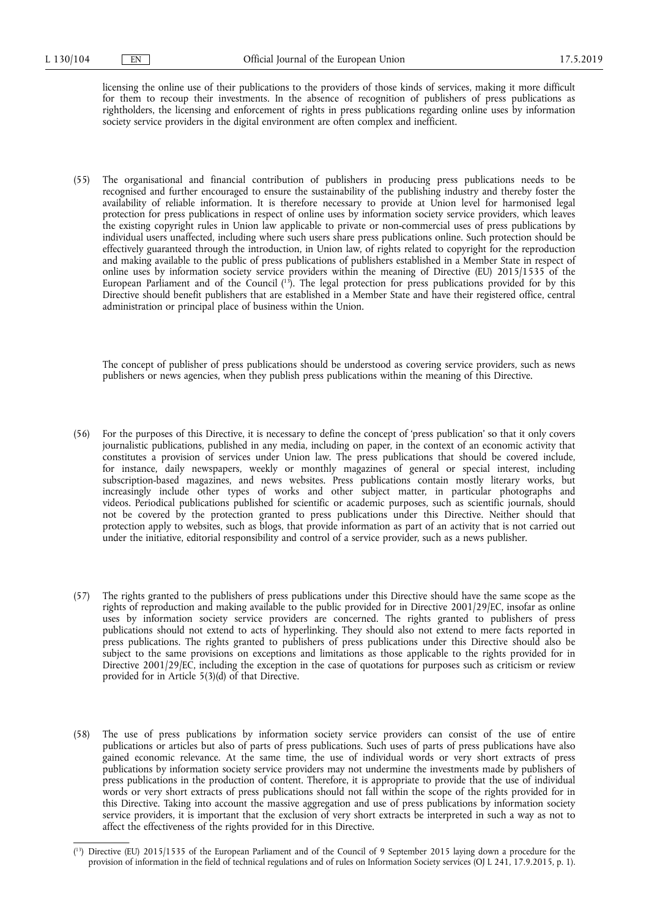licensing the online use of their publications to the providers of those kinds of services, making it more difficult for them to recoup their investments. In the absence of recognition of publishers of press publications as rightholders, the licensing and enforcement of rights in press publications regarding online uses by information society service providers in the digital environment are often complex and inefficient.

(55) The organisational and financial contribution of publishers in producing press publications needs to be recognised and further encouraged to ensure the sustainability of the publishing industry and thereby foster the availability of reliable information. It is therefore necessary to provide at Union level for harmonised legal protection for press publications in respect of online uses by information society service providers, which leaves the existing copyright rules in Union law applicable to private or non-commercial uses of press publications by individual users unaffected, including where such users share press publications online. Such protection should be effectively guaranteed through the introduction, in Union law, of rights related to copyright for the reproduction and making available to the public of press publications of publishers established in a Member State in respect of online uses by information society service providers within the meaning of Directive (EU) 2015/1535 of the European Parliament and of the Council [13]. The legal protection for press publications provided for by this Directive should benefit publishers that are established in a Member State and have their registered office, central administration or principal place of business within the Union.

The concept of publisher of press publications should be understood as covering service providers, such as news publishers or news agencies, when they publish press publications within the meaning of this Directive.

(56) For the purposes of this Directive, it is necessary to define the concept of 'press publication' so that it only covers journalistic publications, published in any media, including on paper, in the context of an economic activity that constitutes a provision of services under Union law. The press publications that should be covered include, for instance, daily newspapers, weekly or monthly magazines of general or special interest, including subscription-based magazines, and news websites. Press publications contain mostly literary works, but increasingly include other types of works and other subject matter, in particular photographs and videos. Periodical publications published for scientific or academic purposes, such as scientific journals, should not be covered by the protection granted to press publications under this Directive. Neither should that protection apply to websites, such as blogs, that provide information as part of an activity that is not carried out under the initiative, editorial responsibility and control of a service provider, such as a news publisher.

(57) The rights granted to the publishers of press publications under this Directive should have the same scope as the rights of reproduction and making available to the public provided for in Directive 2001/29/EC, insofar as online uses by information society service providers are concerned. The rights granted to publishers of press publications should not extend to acts of hyperlinking. They should also not extend to mere facts reported in press publications. The rights granted to publishers of press publications under this Directive should also be subject to the same provisions on exceptions and limitations as those applicable to the rights provided for in Directive 2001/29/EC, including the exception in the case of quotations for purposes such as criticism or review provided for in Article 5(3)(d) of that Directive.

(58) The use of press publications by information society service providers can consist of the use of entire publications or articles but also of parts of press publications. Such uses of parts of press publications have also gained economic relevance. At the same time, the use of individual words or very short extracts of press publications by information society service providers may not undermine the investments made by publishers of press publications in the production of content. Therefore, it is appropriate to provide that the use of individual words or very short extracts of press publications should not fall within the scope of the rights provided for in this Directive. Taking into account the massive aggregation and use of press publications by information society service providers, it is important that the exclusion of very short extracts be interpreted in such a way as not to affect the effectiveness of the rights provided for in this Directive.

---

[13] Directive (EU) 2015/1535 of the European Parliament and of the Council of 9 September 2015 laying down a procedure for the provision of information in the field of technical regulations and of rules on Information Society services (OJ L 241, 17.9.2015, p. 1).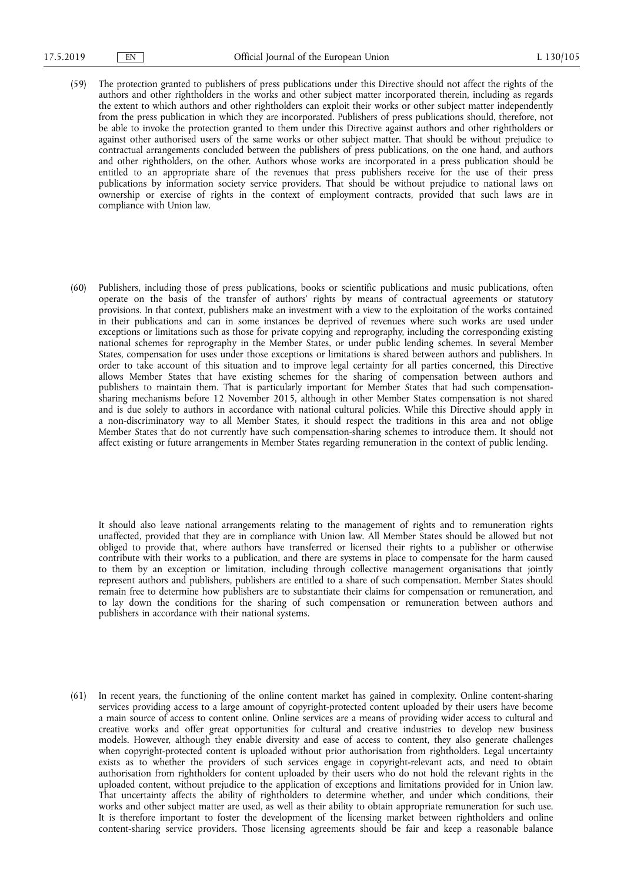(59) The protection granted to publishers of press publications under this Directive should not affect the rights of the authors and other rightholders in the works and other subject matter incorporated therein, including as regards the extent to which authors and other rightholders can exploit their works or other subject matter independently from the press publication in which they are incorporated. Publishers of press publications should, therefore, not be able to invoke the protection granted to them under this Directive against authors and other rightholders or against other authorised users of the same works or other subject matter. That should be without prejudice to contractual arrangements concluded between the publishers of press publications, on the one hand, and authors and other rightholders, on the other. Authors whose works are incorporated in a press publication should be entitled to an appropriate share of the revenues that press publishers receive for the use of their press publications by information society service providers. That should be without prejudice to national laws on ownership or exercise of rights in the context of employment contracts, provided that such laws are in compliance with Union law.

(60) Publishers, including those of press publications, books or scientific publications and music publications, often operate on the basis of the transfer of authors' rights by means of contractual agreements or statutory provisions. In that context, publishers make an investment with a view to the exploitation of the works contained in their publications and can in some instances be deprived of revenues where such works are used under exceptions or limitations such as those for private copying and reprography, including the corresponding existing national schemes for reprography in the Member States, or under public lending schemes. In several Member States, compensation for uses under those exceptions or limitations is shared between authors and publishers. In order to take account of this situation and to improve legal certainty for all parties concerned, this Directive allows Member States that have existing schemes for the sharing of compensation between authors and publishers to maintain them. That is particularly important for Member States that had such compensation-sharing mechanisms before 12 November 2015, although in other Member States compensation is not shared and is due solely to authors in accordance with national cultural policies. While this Directive should apply in a non-discriminatory way to all Member States, it should respect the traditions in this area and not oblige Member States that do not currently have such compensation-sharing schemes to introduce them. It should not affect existing or future arrangements in Member States regarding remuneration in the context of public lending.

It should also leave national arrangements relating to the management of rights and to remuneration rights unaffected, provided that they are in compliance with Union law. All Member States should be allowed but not obliged to provide that, where authors have transferred or licensed their rights to a publisher or otherwise contribute with their works to a publication, and there are systems in place to compensate for the harm caused to them by an exception or limitation, including through collective management organisations that jointly represent authors and publishers, publishers are entitled to a share of such compensation. Member States should remain free to determine how publishers are to substantiate their claims for compensation or remuneration, and to lay down the conditions for the sharing of such compensation or remuneration between authors and publishers in accordance with their national systems.

(61) In recent years, the functioning of the online content market has gained in complexity. Online content-sharing services providing access to a large amount of copyright-protected content uploaded by their users have become a main source of access to content online. Online services are a means of providing wider access to cultural and creative works and offer great opportunities for cultural and creative industries to develop new business models. However, although they enable diversity and ease of access to content, they also generate challenges when copyright-protected content is uploaded without prior authorisation from rightholders. Legal uncertainty exists as to whether the providers of such services engage in copyright-relevant acts, and need to obtain authorisation from rightholders for content uploaded by their users who do not hold the relevant rights in the uploaded content, without prejudice to the application of exceptions and limitations provided for in Union law. That uncertainty affects the ability of rightholders to determine whether, and under which conditions, their works and other subject matter are used, as well as their ability to obtain appropriate remuneration for such use. It is therefore important to foster the development of the licensing market between rightholders and online content-sharing service providers. Those licensing agreements should be fair and keep a reasonable balance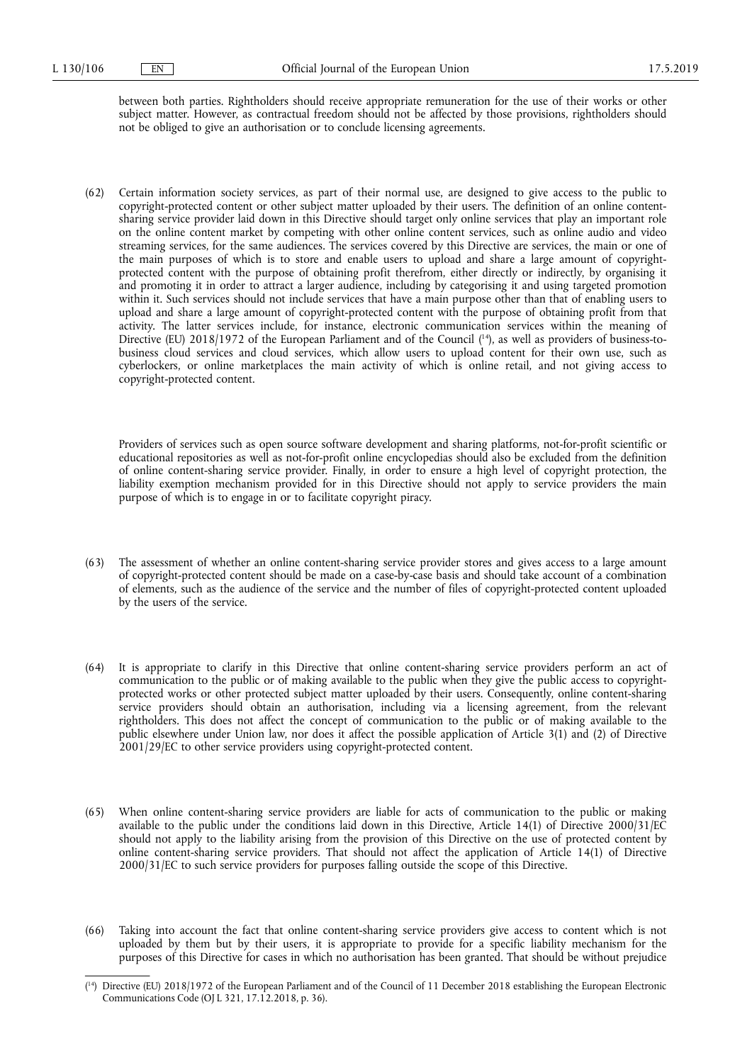between both parties. Rightholders should receive appropriate remuneration for the use of their works or other subject matter. However, as contractual freedom should not be affected by those provisions, rightholders should not be obliged to give an authorisation or to conclude licensing agreements.

(62) Certain information society services, as part of their normal use, are designed to give access to the public to copyright-protected content or other subject matter uploaded by their users. The definition of an online content-sharing service provider laid down in this Directive should target only online services that play an important role on the online content market by competing with other online content services, such as online audio and video streaming services, for the same audiences. The services covered by this Directive are services, the main or one of the main purposes of which is to store and enable users to upload and share a large amount of copyright-protected content with the purpose of obtaining profit therefrom, either directly or indirectly, by organising it and promoting it in order to attract a larger audience, including by categorising it and using targeted promotion within it. Such services should not include services that have a main purpose other than that of enabling users to upload and share a large amount of copyright-protected content with the purpose of obtaining profit from that activity. The latter services include, for instance, electronic communication services within the meaning of Directive (EU) 2018/1972 of the European Parliament and of the Council [14], as well as providers of business-to-business cloud services and cloud services, which allow users to upload content for their own use, such as cyberlockers, or online marketplaces the main activity of which is online retail, and not giving access to copyright-protected content.

Providers of services such as open source software development and sharing platforms, not-for-profit scientific or educational repositories as well as not-for-profit online encyclopedias should also be excluded from the definition of online content-sharing service provider. Finally, in order to ensure a high level of copyright protection, the liability exemption mechanism provided for in this Directive should not apply to service providers the main purpose of which is to engage in or to facilitate copyright piracy.

(63) The assessment of whether an online content-sharing service provider stores and gives access to a large amount of copyright-protected content should be made on a case-by-case basis and should take account of a combination of elements, such as the audience of the service and the number of files of copyright-protected content uploaded by the users of the service.

(64) It is appropriate to clarify in this Directive that online content-sharing service providers perform an act of communication to the public or of making available to the public when they give the public access to copyright-protected works or other protected subject matter uploaded by their users. Consequently, online content-sharing service providers should obtain an authorisation, including via a licensing agreement, from the relevant rightholders. This does not affect the concept of communication to the public or of making available to the public elsewhere under Union law, nor does it affect the possible application of Article 3(1) and (2) of Directive 2001/29/EC to other service providers using copyright-protected content.

(65) When online content-sharing service providers are liable for acts of communication to the public or making available to the public under the conditions laid down in this Directive, Article 14(1) of Directive 2000/31/EC should not apply to the liability arising from the provision of this Directive on the use of protected content by online content-sharing service providers. That should not affect the application of Article 14(1) of Directive 2000/31/EC to such service providers for purposes falling outside the scope of this Directive.

(66) Taking into account the fact that online content-sharing service providers give access to content which is not uploaded by them but by their users, it is appropriate to provide for a specific liability mechanism for the purposes of this Directive for cases in which no authorisation has been granted. That should be without prejudice

---

[14] Directive (EU) 2018/1972 of the European Parliament and of the Council of 11 December 2018 establishing the European Electronic Communications Code (OJ L 321, 17.12.2018, p. 36).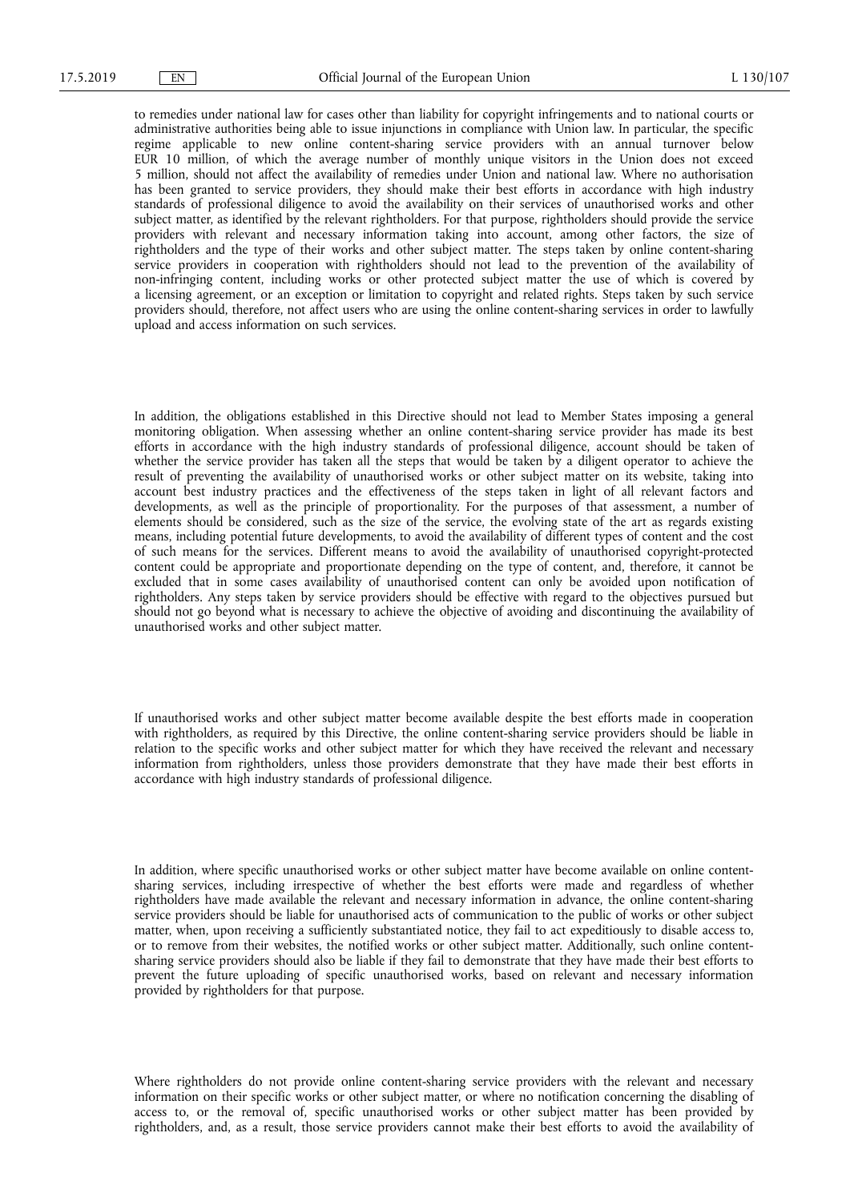to remedies under national law for cases other than liability for copyright infringements and to national courts or administrative authorities being able to issue injunctions in compliance with Union law. In particular, the specific regime applicable to new online content-sharing service providers with an annual turnover below EUR 10 million, of which the average number of monthly unique visitors in the Union does not exceed 5 million, should not affect the availability of remedies under Union and national law. Where no authorisation has been granted to service providers, they should make their best efforts in accordance with high industry standards of professional diligence to avoid the availability on their services of unauthorised works and other subject matter, as identified by the relevant rightholders. For that purpose, rightholders should provide the service providers with relevant and necessary information taking into account, among other factors, the size of rightholders and the type of their works and other subject matter. The steps taken by online content-sharing service providers in cooperation with rightholders should not lead to the prevention of the availability of non-infringing content, including works or other protected subject matter the use of which is covered by a licensing agreement, or an exception or limitation to copyright and related rights. Steps taken by such service providers should, therefore, not affect users who are using the online content-sharing services in order to lawfully upload and access information on such services.

In addition, the obligations established in this Directive should not lead to Member States imposing a general monitoring obligation. When assessing whether an online content-sharing service provider has made its best efforts in accordance with the high industry standards of professional diligence, account should be taken of whether the service provider has taken all the steps that would be taken by a diligent operator to achieve the result of preventing the availability of unauthorised works or other subject matter on its website, taking into account best industry practices and the effectiveness of the steps taken in light of all relevant factors and developments, as well as the principle of proportionality. For the purposes of that assessment, a number of elements should be considered, such as the size of the service, the evolving state of the art as regards existing means, including potential future developments, to avoid the availability of different types of content and the cost of such means for the services. Different means to avoid the availability of unauthorised copyright-protected content could be appropriate and proportionate depending on the type of content, and, therefore, it cannot be excluded that in some cases availability of unauthorised content can only be avoided upon notification of rightholders. Any steps taken by service providers should be effective with regard to the objectives pursued but should not go beyond what is necessary to achieve the objective of avoiding and discontinuing the availability of unauthorised works and other subject matter.

If unauthorised works and other subject matter become available despite the best efforts made in cooperation with rightholders, as required by this Directive, the online content-sharing service providers should be liable in relation to the specific works and other subject matter for which they have received the relevant and necessary information from rightholders, unless those providers demonstrate that they have made their best efforts in accordance with high industry standards of professional diligence.

In addition, where specific unauthorised works or other subject matter have become available on online content-sharing services, including irrespective of whether the best efforts were made and regardless of whether rightholders have made available the relevant and necessary information in advance, the online content-sharing service providers should be liable for unauthorised acts of communication to the public of works or other subject matter, when, upon receiving a sufficiently substantiated notice, they fail to act expeditiously to disable access to, or to remove from their websites, the notified works or other subject matter. Additionally, such online content-sharing service providers should also be liable if they fail to demonstrate that they have made their best efforts to prevent the future uploading of specific unauthorised works, based on relevant and necessary information provided by rightholders for that purpose.

Where rightholders do not provide online content-sharing service providers with the relevant and necessary information on their specific works or other subject matter, or where no notification concerning the disabling of access to, or the removal of, specific unauthorised works or other subject matter has been provided by rightholders, and, as a result, those service providers cannot make their best efforts to avoid the availability of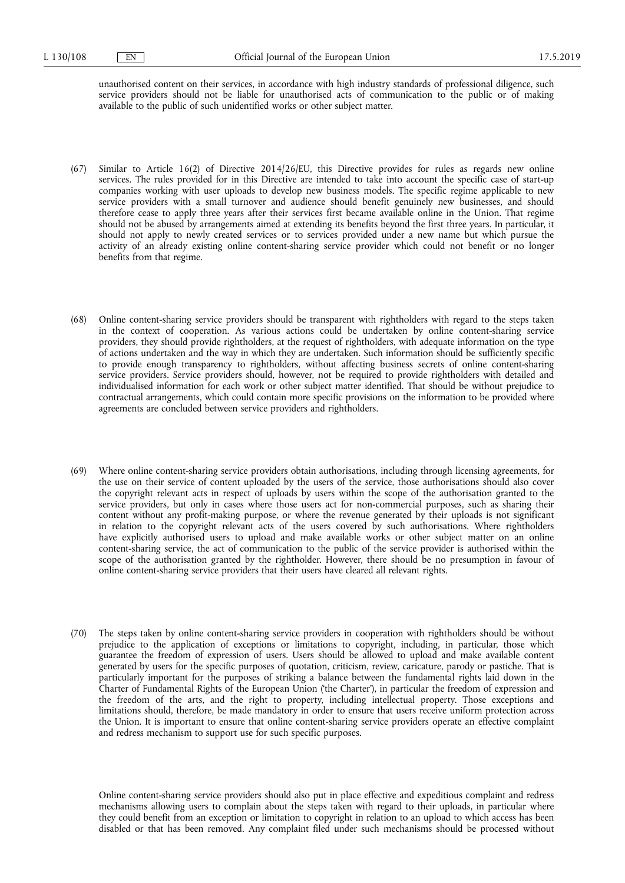unauthorised content on their services, in accordance with high industry standards of professional diligence, such service providers should not be liable for unauthorised acts of communication to the public or of making available to the public of such unidentified works or other subject matter.

(67) Similar to Article 16(2) of Directive 2014/26/EU, this Directive provides for rules as regards new online services. The rules provided for in this Directive are intended to take into account the specific case of start-up companies working with user uploads to develop new business models. The specific regime applicable to new service providers with a small turnover and audience should benefit genuinely new businesses, and should therefore cease to apply three years after their services first became available online in the Union. That regime should not be abused by arrangements aimed at extending its benefits beyond the first three years. In particular, it should not apply to newly created services or to services provided under a new name but which pursue the activity of an already existing online content-sharing service provider which could not benefit or no longer benefits from that regime.

(68) Online content-sharing service providers should be transparent with rightholders with regard to the steps taken in the context of cooperation. As various actions could be undertaken by online content-sharing service providers, they should provide rightholders, at the request of rightholders, with adequate information on the type of actions undertaken and the way in which they are undertaken. Such information should be sufficiently specific to provide enough transparency to rightholders, without affecting business secrets of online content-sharing service providers. Service providers should, however, not be required to provide rightholders with detailed and individualised information for each work or other subject matter identified. That should be without prejudice to contractual arrangements, which could contain more specific provisions on the information to be provided where agreements are concluded between service providers and rightholders.

(69) Where online content-sharing service providers obtain authorisations, including through licensing agreements, for the use on their service of content uploaded by the users of the service, those authorisations should also cover the copyright relevant acts in respect of uploads by users within the scope of the authorisation granted to the service providers, but only in cases where those users act for non-commercial purposes, such as sharing their content without any profit-making purpose, or where the revenue generated by their uploads is not significant in relation to the copyright relevant acts of the users covered by such authorisations. Where rightholders have explicitly authorised users to upload and make available works or other subject matter on an online content-sharing service, the act of communication to the public of the service provider is authorised within the scope of the authorisation granted by the rightholder. However, there should be no presumption in favour of online content-sharing service providers that their users have cleared all relevant rights.

(70) The steps taken by online content-sharing service providers in cooperation with rightholders should be without prejudice to the application of exceptions or limitations to copyright, including, in particular, those which guarantee the freedom of expression of users. Users should be allowed to upload and make available content generated by users for the specific purposes of quotation, criticism, review, caricature, parody or pastiche. That is particularly important for the purposes of striking a balance between the fundamental rights laid down in the Charter of Fundamental Rights of the European Union ('the Charter'), in particular the freedom of expression and the freedom of the arts, and the right to property, including intellectual property. Those exceptions and limitations should, therefore, be made mandatory in order to ensure that users receive uniform protection across the Union. It is important to ensure that online content-sharing service providers operate an effective complaint and redress mechanism to support use for such specific purposes.

Online content-sharing service providers should also put in place effective and expeditious complaint and redress mechanisms allowing users to complain about the steps taken with regard to their uploads, in particular where they could benefit from an exception or limitation to copyright in relation to an upload to which access has been disabled or that has been removed. Any complaint filed under such mechanisms should be processed without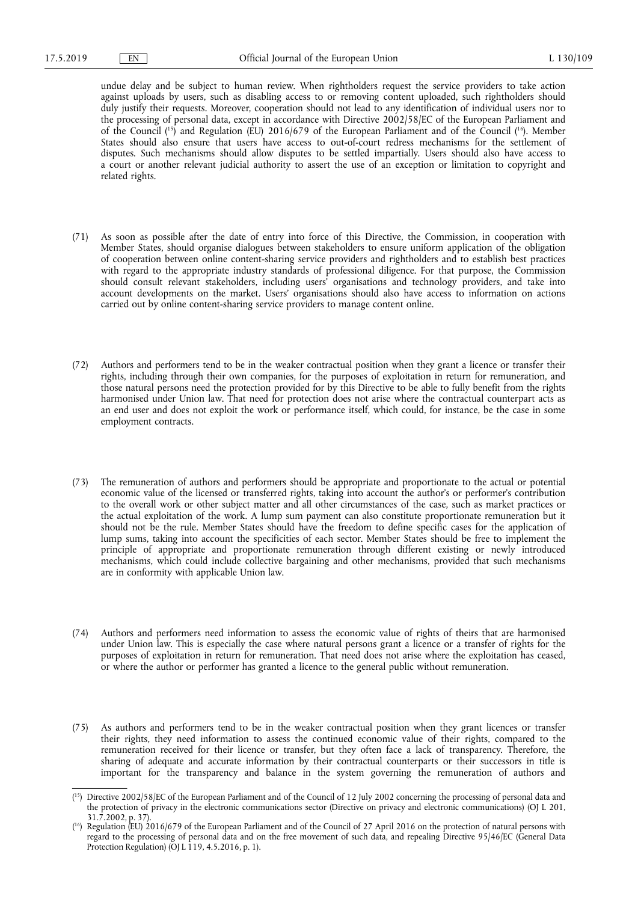undue delay and be subject to human review. When rightholders request the service providers to take action against uploads by users, such as disabling access to or removing content uploaded, such rightholders should duly justify their requests. Moreover, cooperation should not lead to any identification of individual users nor to the processing of personal data, except in accordance with Directive 2002/58/EC of the European Parliament and of the Council [15] and Regulation (EU) 2016/679 of the European Parliament and of the Council [16]. Member States should also ensure that users have access to out-of-court redress mechanisms for the settlement of disputes. Such mechanisms should allow disputes to be settled impartially. Users should also have access to a court or another relevant judicial authority to assert the use of an exception or limitation to copyright and related rights.

(71) As soon as possible after the date of entry into force of this Directive, the Commission, in cooperation with Member States, should organise dialogues between stakeholders to ensure uniform application of the obligation of cooperation between online content-sharing service providers and rightholders and to establish best practices with regard to the appropriate industry standards of professional diligence. For that purpose, the Commission should consult relevant stakeholders, including users' organisations and technology providers, and take into account developments on the market. Users' organisations should also have access to information on actions carried out by online content-sharing service providers to manage content online.

(72) Authors and performers tend to be in the weaker contractual position when they grant a licence or transfer their rights, including through their own companies, for the purposes of exploitation in return for remuneration, and those natural persons need the protection provided for by this Directive to be able to fully benefit from the rights harmonised under Union law. That need for protection does not arise where the contractual counterpart acts as an end user and does not exploit the work or performance itself, which could, for instance, be the case in some employment contracts.

(73) The remuneration of authors and performers should be appropriate and proportionate to the actual or potential economic value of the licensed or transferred rights, taking into account the author's or performer's contribution to the overall work or other subject matter and all other circumstances of the case, such as market practices or the actual exploitation of the work. A lump sum payment can also constitute proportionate remuneration but it should not be the rule. Member States should have the freedom to define specific cases for the application of lump sums, taking into account the specificities of each sector. Member States should be free to implement the principle of appropriate and proportionate remuneration through different existing or newly introduced mechanisms, which could include collective bargaining and other mechanisms, provided that such mechanisms are in conformity with applicable Union law.

(74) Authors and performers need information to assess the economic value of rights of theirs that are harmonised under Union law. This is especially the case where natural persons grant a licence or a transfer of rights for the purposes of exploitation in return for remuneration. That need does not arise where the exploitation has ceased, or where the author or performer has granted a licence to the general public without remuneration.

(75) As authors and performers tend to be in the weaker contractual position when they grant licences or transfer their rights, they need information to assess the continued economic value of their rights, compared to the remuneration received for their licence or transfer, but they often face a lack of transparency. Therefore, the sharing of adequate and accurate information by their contractual counterparts or their successors in title is important for the transparency and balance in the system governing the remuneration of authors and

---

[15] Directive 2002/58/EC of the European Parliament and of the Council of 12 July 2002 concerning the processing of personal data and the protection of privacy in the electronic communications sector (Directive on privacy and electronic communications) (OJ L 201, 31.7.2002, p. 37).

[16] Regulation (EU) 2016/679 of the European Parliament and of the Council of 27 April 2016 on the protection of natural persons with regard to the processing of personal data and on the free movement of such data, and repealing Directive 95/46/EC (General Data Protection Regulation) (OJ L 119, 4.5.2016, p. 1).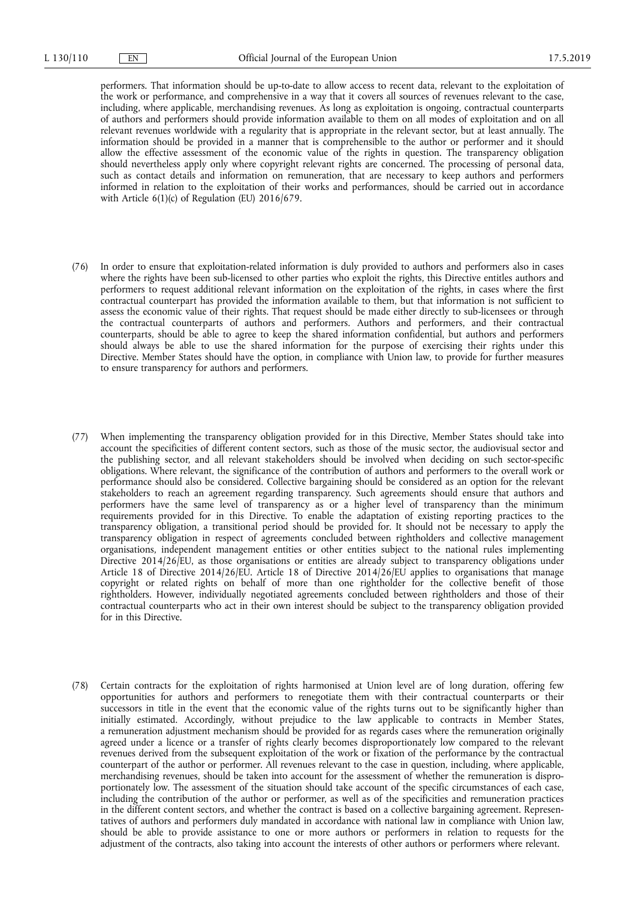performers. That information should be up-to-date to allow access to recent data, relevant to the exploitation of the work or performance, and comprehensive in a way that it covers all sources of revenues relevant to the case, including, where applicable, merchandising revenues. As long as exploitation is ongoing, contractual counterparts of authors and performers should provide information available to them on all modes of exploitation and on all relevant revenues worldwide with a regularity that is appropriate in the relevant sector, but at least annually. The information should be provided in a manner that is comprehensible to the author or performer and it should allow the effective assessment of the economic value of the rights in question. The transparency obligation should nevertheless apply only where copyright relevant rights are concerned. The processing of personal data, such as contact details and information on remuneration, that are necessary to keep authors and performers informed in relation to the exploitation of their works and performances, should be carried out in accordance with Article 6(1)(c) of Regulation (EU) 2016/679.

(76) In order to ensure that exploitation-related information is duly provided to authors and performers also in cases where the rights have been sub-licensed to other parties who exploit the rights, this Directive entitles authors and performers to request additional relevant information on the exploitation of the rights, in cases where the first contractual counterpart has provided the information available to them, but that information is not sufficient to assess the economic value of their rights. That request should be made either directly to sub-licensees or through the contractual counterparts of authors and performers. Authors and performers, and their contractual counterparts, should be able to agree to keep the shared information confidential, but authors and performers should always be able to use the shared information for the purpose of exercising their rights under this Directive. Member States should have the option, in compliance with Union law, to provide for further measures to ensure transparency for authors and performers.

(77) When implementing the transparency obligation provided for in this Directive, Member States should take into account the specificities of different content sectors, such as those of the music sector, the audiovisual sector and the publishing sector, and all relevant stakeholders should be involved when deciding on such sector-specific obligations. Where relevant, the significance of the contribution of authors and performers to the overall work or performance should also be considered. Collective bargaining should be considered as an option for the relevant stakeholders to reach an agreement regarding transparency. Such agreements should ensure that authors and performers have the same level of transparency as or a higher level of transparency than the minimum requirements provided for in this Directive. To enable the adaptation of existing reporting practices to the transparency obligation, a transitional period should be provided for. It should not be necessary to apply the transparency obligation in respect of agreements concluded between rightholders and collective management organisations, independent management entities or other entities subject to the national rules implementing Directive 2014/26/EU, as those organisations or entities are already subject to transparency obligations under Article 18 of Directive 2014/26/EU. Article 18 of Directive 2014/26/EU applies to organisations that manage copyright or related rights on behalf of more than one rightholder for the collective benefit of those rightholders. However, individually negotiated agreements concluded between rightholders and those of their contractual counterparts who act in their own interest should be subject to the transparency obligation provided for in this Directive.

(78) Certain contracts for the exploitation of rights harmonised at Union level are of long duration, offering few opportunities for authors and performers to renegotiate them with their contractual counterparts or their successors in title in the event that the economic value of the rights turns out to be significantly higher than initially estimated. Accordingly, without prejudice to the law applicable to contracts in Member States, a remuneration adjustment mechanism should be provided for as regards cases where the remuneration originally agreed under a licence or a transfer of rights clearly becomes disproportionately low compared to the relevant revenues derived from the subsequent exploitation of the work or fixation of the performance by the contractual counterpart of the author or performer. All revenues relevant to the case in question, including, where applicable, merchandising revenues, should be taken into account for the assessment of whether the remuneration is disproportionately low. The assessment of the situation should take account of the specific circumstances of each case, including the contribution of the author or performer, as well as of the specificities and remuneration practices in the different content sectors, and whether the contract is based on a collective bargaining agreement. Representatives of authors and performers duly mandated in accordance with national law in compliance with Union law, should be able to provide assistance to one or more authors or performers in relation to requests for the adjustment of the contracts, also taking into account the interests of other authors or performers where relevant.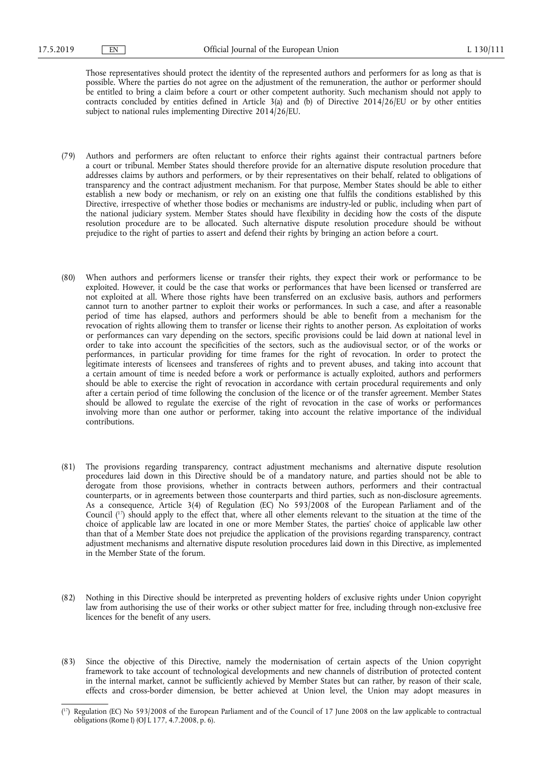Those representatives should protect the identity of the represented authors and performers for as long as that is possible. Where the parties do not agree on the adjustment of the remuneration, the author or performer should be entitled to bring a claim before a court or other competent authority. Such mechanism should not apply to contracts concluded by entities defined in Article 3(a) and (b) of Directive 2014/26/EU or by other entities subject to national rules implementing Directive 2014/26/EU.

(79) Authors and performers are often reluctant to enforce their rights against their contractual partners before a court or tribunal. Member States should therefore provide for an alternative dispute resolution procedure that addresses claims by authors and performers, or by their representatives on their behalf, related to obligations of transparency and the contract adjustment mechanism. For that purpose, Member States should be able to either establish a new body or mechanism, or rely on an existing one that fulfils the conditions established by this Directive, irrespective of whether those bodies or mechanisms are industry-led or public, including when part of the national judiciary system. Member States should have flexibility in deciding how the costs of the dispute resolution procedure are to be allocated. Such alternative dispute resolution procedure should be without prejudice to the right of parties to assert and defend their rights by bringing an action before a court.

(80) When authors and performers license or transfer their rights, they expect their work or performance to be exploited. However, it could be the case that works or performances that have been licensed or transferred are not exploited at all. Where those rights have been transferred on an exclusive basis, authors and performers cannot turn to another partner to exploit their works or performances. In such a case, and after a reasonable period of time has elapsed, authors and performers should be able to benefit from a mechanism for the revocation of rights allowing them to transfer or license their rights to another person. As exploitation of works or performances can vary depending on the sectors, specific provisions could be laid down at national level in order to take into account the specificities of the sectors, such as the audiovisual sector, or of the works or performances, in particular providing for time frames for the right of revocation. In order to protect the legitimate interests of licensees and transferees of rights and to prevent abuses, and taking into account that a certain amount of time is needed before a work or performance is actually exploited, authors and performers should be able to exercise the right of revocation in accordance with certain procedural requirements and only after a certain period of time following the conclusion of the licence or of the transfer agreement. Member States should be allowed to regulate the exercise of the right of revocation in the case of works or performances involving more than one author or performer, taking into account the relative importance of the individual contributions.

(81) The provisions regarding transparency, contract adjustment mechanisms and alternative dispute resolution procedures laid down in this Directive should be of a mandatory nature, and parties should not be able to derogate from those provisions, whether in contracts between authors, performers and their contractual counterparts, or in agreements between those counterparts and third parties, such as non-disclosure agreements. As a consequence, Article 3(4) of Regulation (EC) No 593/2008 of the European Parliament and of the Council [17] should apply to the effect that, where all other elements relevant to the situation at the time of the choice of applicable law are located in one or more Member States, the parties' choice of applicable law other than that of a Member State does not prejudice the application of the provisions regarding transparency, contract adjustment mechanisms and alternative dispute resolution procedures laid down in this Directive, as implemented in the Member State of the forum.

(82) Nothing in this Directive should be interpreted as preventing holders of exclusive rights under Union copyright law from authorising the use of their works or other subject matter for free, including through non-exclusive free licences for the benefit of any users.

(83) Since the objective of this Directive, namely the modernisation of certain aspects of the Union copyright framework to take account of technological developments and new channels of distribution of protected content in the internal market, cannot be sufficiently achieved by Member States but can rather, by reason of their scale, effects and cross-border dimension, be better achieved at Union level, the Union may adopt measures in

---

[17] Regulation (EC) No 593/2008 of the European Parliament and of the Council of 17 June 2008 on the law applicable to contractual obligations (Rome I) (OJ L 177, 4.7.2008, p. 6).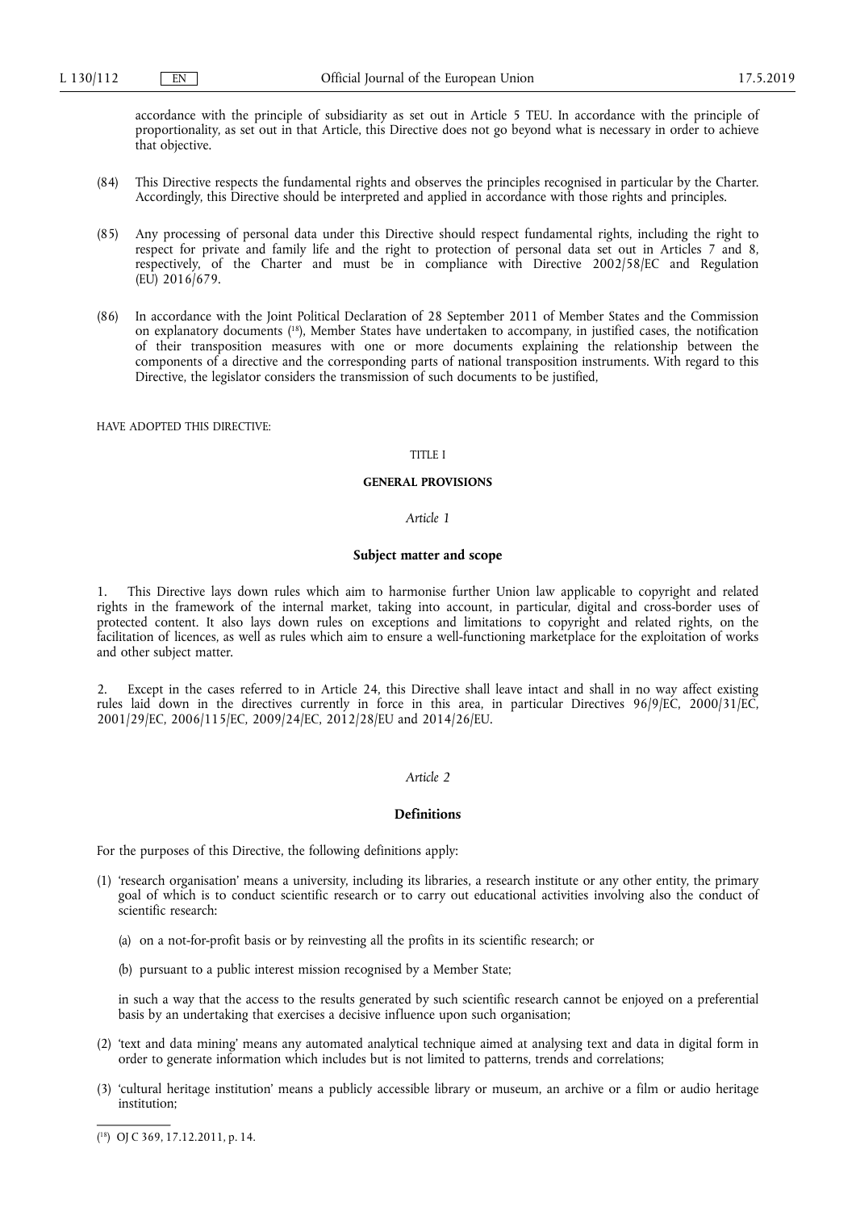accordance with the principle of subsidiarity as set out in Article 5 TEU. In accordance with the principle of proportionality, as set out in that Article, this Directive does not go beyond what is necessary in order to achieve that objective.

(84) This Directive respects the fundamental rights and observes the principles recognised in particular by the Charter. Accordingly, this Directive should be interpreted and applied in accordance with those rights and principles.

(85) Any processing of personal data under this Directive should respect fundamental rights, including the right to respect for private and family life and the right to protection of personal data set out in Articles 7 and 8, respectively, of the Charter and must be in compliance with Directive 2002/58/EC and Regulation (EU) 2016/679.

(86) In accordance with the Joint Political Declaration of 28 September 2011 of Member States and the Commission on explanatory documents ([18]), Member States have undertaken to accompany, in justified cases, the notification of their transposition measures with one or more documents explaining the relationship between the components of a directive and the corresponding parts of national transposition instruments. With regard to this Directive, the legislator considers the transmission of such documents to be justified,

HAVE ADOPTED THIS DIRECTIVE:

# TITLE I

# GENERAL PROVISIONS

## *Article 1*

## Subject matter and scope

1. This Directive lays down rules which aim to harmonise further Union law applicable to copyright and related rights in the framework of the internal market, taking into account, in particular, digital and cross-border uses of protected content. It also lays down rules on exceptions and limitations to copyright and related rights, on the facilitation of licences, as well as rules which aim to ensure a well-functioning marketplace for the exploitation of works and other subject matter.

2. Except in the cases referred to in Article 24, this Directive shall leave intact and shall in no way affect existing rules laid down in the directives currently in force in this area, in particular Directives 96/9/EC, 2000/31/EC, 2001/29/EC, 2006/115/EC, 2009/24/EC, 2012/28/EU and 2014/26/EU.

## *Article 2*

## Definitions

For the purposes of this Directive, the following definitions apply:

(1) 'research organisation' means a university, including its libraries, a research institute or any other entity, the primary goal of which is to conduct scientific research or to carry out educational activities involving also the conduct of scientific research:

   (a) on a not-for-profit basis or by reinvesting all the profits in its scientific research; or

   (b) pursuant to a public interest mission recognised by a Member State;

   in such a way that the access to the results generated by such scientific research cannot be enjoyed on a preferential basis by an undertaking that exercises a decisive influence upon such organisation;

(2) 'text and data mining' means any automated analytical technique aimed at analysing text and data in digital form in order to generate information which includes but is not limited to patterns, trends and correlations;

(3) 'cultural heritage institution' means a publicly accessible library or museum, an archive or a film or audio heritage institution;

([18]) OJ C 369, 17.12.2011, p. 14.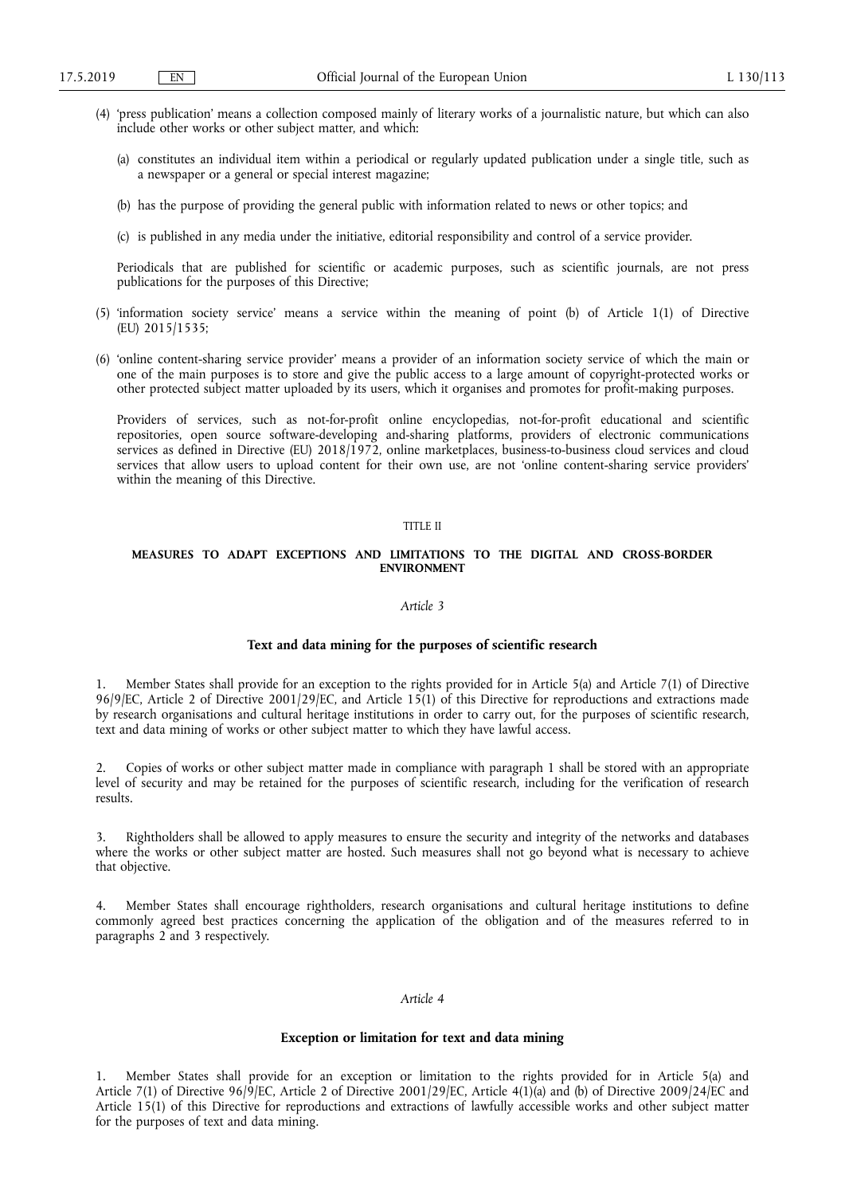(4) 'press publication' means a collection composed mainly of literary works of a journalistic nature, but which can also include other works or other subject matter, and which:

(a) constitutes an individual item within a periodical or regularly updated publication under a single title, such as a newspaper or a general or special interest magazine;

(b) has the purpose of providing the general public with information related to news or other topics; and

(c) is published in any media under the initiative, editorial responsibility and control of a service provider.

Periodicals that are published for scientific or academic purposes, such as scientific journals, are not press publications for the purposes of this Directive;

(5) 'information society service' means a service within the meaning of point (b) of Article 1(1) of Directive (EU) 2015/1535;

(6) 'online content-sharing service provider' means a provider of an information society service of which the main or one of the main purposes is to store and give the public access to a large amount of copyright-protected works or other protected subject matter uploaded by its users, which it organises and promotes for profit-making purposes.

Providers of services, such as not-for-profit online encyclopedias, not-for-profit educational and scientific repositories, open source software-developing and-sharing platforms, providers of electronic communications services as defined in Directive (EU) 2018/1972, online marketplaces, business-to-business cloud services and cloud services that allow users to upload content for their own use, are not 'online content-sharing service providers' within the meaning of this Directive.

TITLE II

## MEASURES TO ADAPT EXCEPTIONS AND LIMITATIONS TO THE DIGITAL AND CROSS-BORDER ENVIRONMENT

*Article 3*

### Text and data mining for the purposes of scientific research

1. Member States shall provide for an exception to the rights provided for in Article 5(a) and Article 7(1) of Directive 96/9/EC, Article 2 of Directive 2001/29/EC, and Article 15(1) of this Directive for reproductions and extractions made by research organisations and cultural heritage institutions in order to carry out, for the purposes of scientific research, text and data mining of works or other subject matter to which they have lawful access.

2. Copies of works or other subject matter made in compliance with paragraph 1 shall be stored with an appropriate level of security and may be retained for the purposes of scientific research, including for the verification of research results.

3. Rightholders shall be allowed to apply measures to ensure the security and integrity of the networks and databases where the works or other subject matter are hosted. Such measures shall not go beyond what is necessary to achieve that objective.

4. Member States shall encourage rightholders, research organisations and cultural heritage institutions to define commonly agreed best practices concerning the application of the obligation and of the measures referred to in paragraphs 2 and 3 respectively.

*Article 4*

### Exception or limitation for text and data mining

1. Member States shall provide for an exception or limitation to the rights provided for in Article 5(a) and Article 7(1) of Directive 96/9/EC, Article 2 of Directive 2001/29/EC, Article 4(1)(a) and (b) of Directive 2009/24/EC and Article 15(1) of this Directive for reproductions and extractions of lawfully accessible works and other subject matter for the purposes of text and data mining.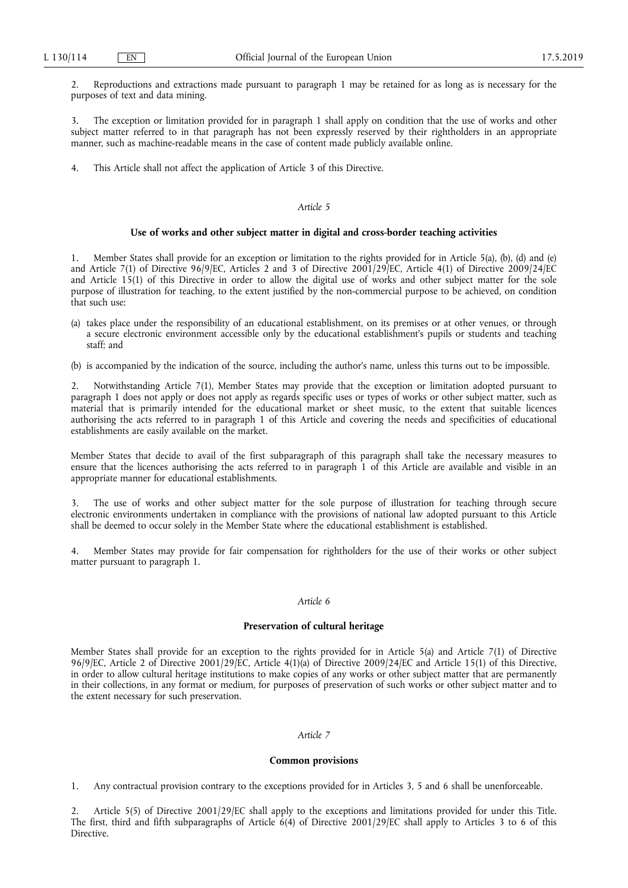2. Reproductions and extractions made pursuant to paragraph 1 may be retained for as long as is necessary for the purposes of text and data mining.

3. The exception or limitation provided for in paragraph 1 shall apply on condition that the use of works and other subject matter referred to in that paragraph has not been expressly reserved by their rightholders in an appropriate manner, such as machine-readable means in the case of content made publicly available online.

4. This Article shall not affect the application of Article 3 of this Directive.

*Article 5*

**Use of works and other subject matter in digital and cross-border teaching activities**

1. Member States shall provide for an exception or limitation to the rights provided for in Article 5(a), (b), (d) and (e) and Article 7(1) of Directive 96/9/EC, Articles 2 and 3 of Directive 2001/29/EC, Article 4(1) of Directive 2009/24/EC and Article 15(1) of this Directive in order to allow the digital use of works and other subject matter for the sole purpose of illustration for teaching, to the extent justified by the non-commercial purpose to be achieved, on condition that such use:

(a) takes place under the responsibility of an educational establishment, on its premises or at other venues, or through a secure electronic environment accessible only by the educational establishment's pupils or students and teaching staff; and

(b) is accompanied by the indication of the source, including the author's name, unless this turns out to be impossible.

2. Notwithstanding Article 7(1), Member States may provide that the exception or limitation adopted pursuant to paragraph 1 does not apply or does not apply as regards specific uses or types of works or other subject matter, such as material that is primarily intended for the educational market or sheet music, to the extent that suitable licences authorising the acts referred to in paragraph 1 of this Article and covering the needs and specificities of educational establishments are easily available on the market.

Member States that decide to avail of the first subparagraph of this paragraph shall take the necessary measures to ensure that the licences authorising the acts referred to in paragraph 1 of this Article are available and visible in an appropriate manner for educational establishments.

3. The use of works and other subject matter for the sole purpose of illustration for teaching through secure electronic environments undertaken in compliance with the provisions of national law adopted pursuant to this Article shall be deemed to occur solely in the Member State where the educational establishment is established.

4. Member States may provide for fair compensation for rightholders for the use of their works or other subject matter pursuant to paragraph 1.

*Article 6*

**Preservation of cultural heritage**

Member States shall provide for an exception to the rights provided for in Article 5(a) and Article 7(1) of Directive 96/9/EC, Article 2 of Directive 2001/29/EC, Article 4(1)(a) of Directive 2009/24/EC and Article 15(1) of this Directive, in order to allow cultural heritage institutions to make copies of any works or other subject matter that are permanently in their collections, in any format or medium, for purposes of preservation of such works or other subject matter and to the extent necessary for such preservation.

*Article 7*

**Common provisions**

1. Any contractual provision contrary to the exceptions provided for in Articles 3, 5 and 6 shall be unenforceable.

2. Article 5(5) of Directive 2001/29/EC shall apply to the exceptions and limitations provided for under this Title. The first, third and fifth subparagraphs of Article 6(4) of Directive 2001/29/EC shall apply to Articles 3 to 6 of this Directive.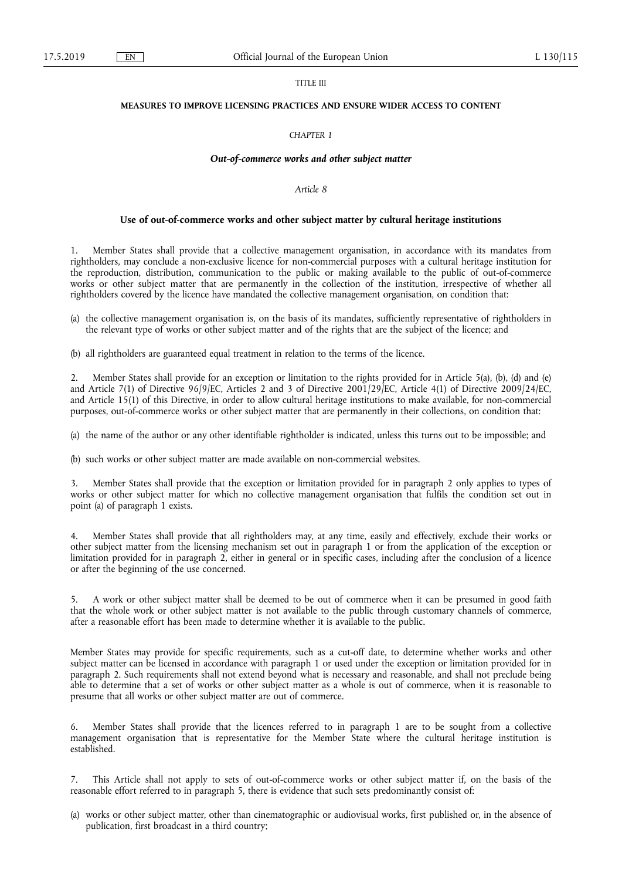TITLE III

**MEASURES TO IMPROVE LICENSING PRACTICES AND ENSURE WIDER ACCESS TO CONTENT**

*CHAPTER 1*

***Out-of-commerce works and other subject matter***

*Article 8*

**Use of out-of-commerce works and other subject matter by cultural heritage institutions**

1. Member States shall provide that a collective management organisation, in accordance with its mandates from rightholders, may conclude a non-exclusive licence for non-commercial purposes with a cultural heritage institution for the reproduction, distribution, communication to the public or making available to the public of out-of-commerce works or other subject matter that are permanently in the collection of the institution, irrespective of whether all rightholders covered by the licence have mandated the collective management organisation, on condition that:

(a) the collective management organisation is, on the basis of its mandates, sufficiently representative of rightholders in the relevant type of works or other subject matter and of the rights that are the subject of the licence; and

(b) all rightholders are guaranteed equal treatment in relation to the terms of the licence.

2. Member States shall provide for an exception or limitation to the rights provided for in Article 5(a), (b), (d) and (e) and Article 7(1) of Directive 96/9/EC, Articles 2 and 3 of Directive 2001/29/EC, Article 4(1) of Directive 2009/24/EC, and Article 15(1) of this Directive, in order to allow cultural heritage institutions to make available, for non-commercial purposes, out-of-commerce works or other subject matter that are permanently in their collections, on condition that:

(a) the name of the author or any other identifiable rightholder is indicated, unless this turns out to be impossible; and

(b) such works or other subject matter are made available on non-commercial websites.

3. Member States shall provide that the exception or limitation provided for in paragraph 2 only applies to types of works or other subject matter for which no collective management organisation that fulfils the condition set out in point (a) of paragraph 1 exists.

4. Member States shall provide that all rightholders may, at any time, easily and effectively, exclude their works or other subject matter from the licensing mechanism set out in paragraph 1 or from the application of the exception or limitation provided for in paragraph 2, either in general or in specific cases, including after the conclusion of a licence or after the beginning of the use concerned.

5. A work or other subject matter shall be deemed to be out of commerce when it can be presumed in good faith that the whole work or other subject matter is not available to the public through customary channels of commerce, after a reasonable effort has been made to determine whether it is available to the public.

Member States may provide for specific requirements, such as a cut-off date, to determine whether works and other subject matter can be licensed in accordance with paragraph 1 or used under the exception or limitation provided for in paragraph 2. Such requirements shall not extend beyond what is necessary and reasonable, and shall not preclude being able to determine that a set of works or other subject matter as a whole is out of commerce, when it is reasonable to presume that all works or other subject matter are out of commerce.

6. Member States shall provide that the licences referred to in paragraph 1 are to be sought from a collective management organisation that is representative for the Member State where the cultural heritage institution is established.

7. This Article shall not apply to sets of out-of-commerce works or other subject matter if, on the basis of the reasonable effort referred to in paragraph 5, there is evidence that such sets predominantly consist of:

(a) works or other subject matter, other than cinematographic or audiovisual works, first published or, in the absence of publication, first broadcast in a third country;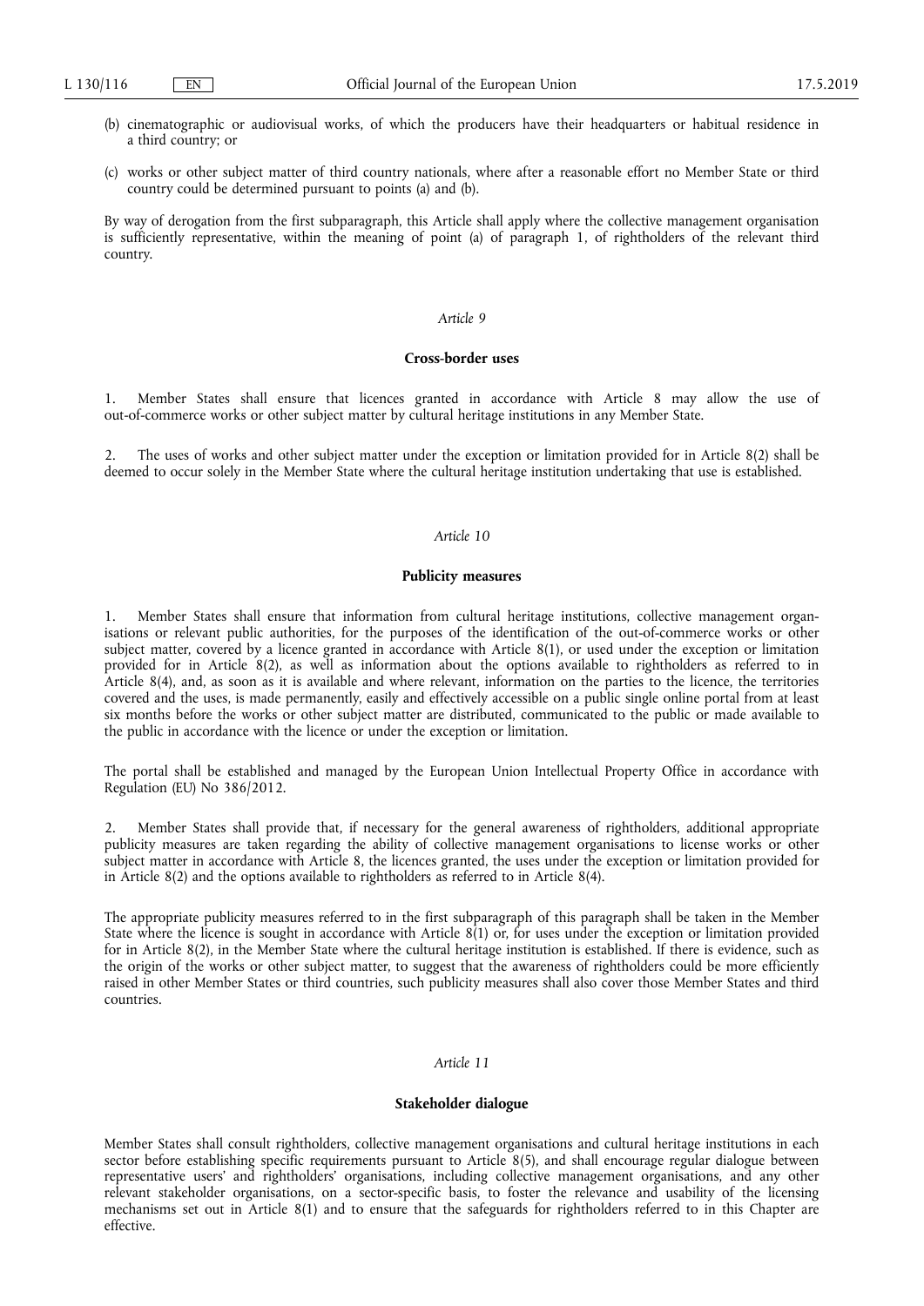(b) cinematographic or audiovisual works, of which the producers have their headquarters or habitual residence in a third country; or

(c) works or other subject matter of third country nationals, where after a reasonable effort no Member State or third country could be determined pursuant to points (a) and (b).

By way of derogation from the first subparagraph, this Article shall apply where the collective management organisation is sufficiently representative, within the meaning of point (a) of paragraph 1, of rightholders of the relevant third country.

*Article 9*

**Cross-border uses**

1. Member States shall ensure that licences granted in accordance with Article 8 may allow the use of out-of-commerce works or other subject matter by cultural heritage institutions in any Member State.

2. The uses of works and other subject matter under the exception or limitation provided for in Article 8(2) shall be deemed to occur solely in the Member State where the cultural heritage institution undertaking that use is established.

*Article 10*

**Publicity measures**

1. Member States shall ensure that information from cultural heritage institutions, collective management organisations or relevant public authorities, for the purposes of the identification of the out-of-commerce works or other subject matter, covered by a licence granted in accordance with Article 8(1), or used under the exception or limitation provided for in Article 8(2), as well as information about the options available to rightholders as referred to in Article 8(4), and, as soon as it is available and where relevant, information on the parties to the licence, the territories covered and the uses, is made permanently, easily and effectively accessible on a public single online portal from at least six months before the works or other subject matter are distributed, communicated to the public or made available to the public in accordance with the licence or under the exception or limitation.

The portal shall be established and managed by the European Union Intellectual Property Office in accordance with Regulation (EU) No 386/2012.

2. Member States shall provide that, if necessary for the general awareness of rightholders, additional appropriate publicity measures are taken regarding the ability of collective management organisations to license works or other subject matter in accordance with Article 8, the licences granted, the uses under the exception or limitation provided for in Article 8(2) and the options available to rightholders as referred to in Article 8(4).

The appropriate publicity measures referred to in the first subparagraph of this paragraph shall be taken in the Member State where the licence is sought in accordance with Article 8(1) or, for uses under the exception or limitation provided for in Article 8(2), in the Member State where the cultural heritage institution is established. If there is evidence, such as the origin of the works or other subject matter, to suggest that the awareness of rightholders could be more efficiently raised in other Member States or third countries, such publicity measures shall also cover those Member States and third countries.

*Article 11*

**Stakeholder dialogue**

Member States shall consult rightholders, collective management organisations and cultural heritage institutions in each sector before establishing specific requirements pursuant to Article 8(5), and shall encourage regular dialogue between representative users' and rightholders' organisations, including collective management organisations, and any other relevant stakeholder organisations, on a sector-specific basis, to foster the relevance and usability of the licensing mechanisms set out in Article 8(1) and to ensure that the safeguards for rightholders referred to in this Chapter are effective.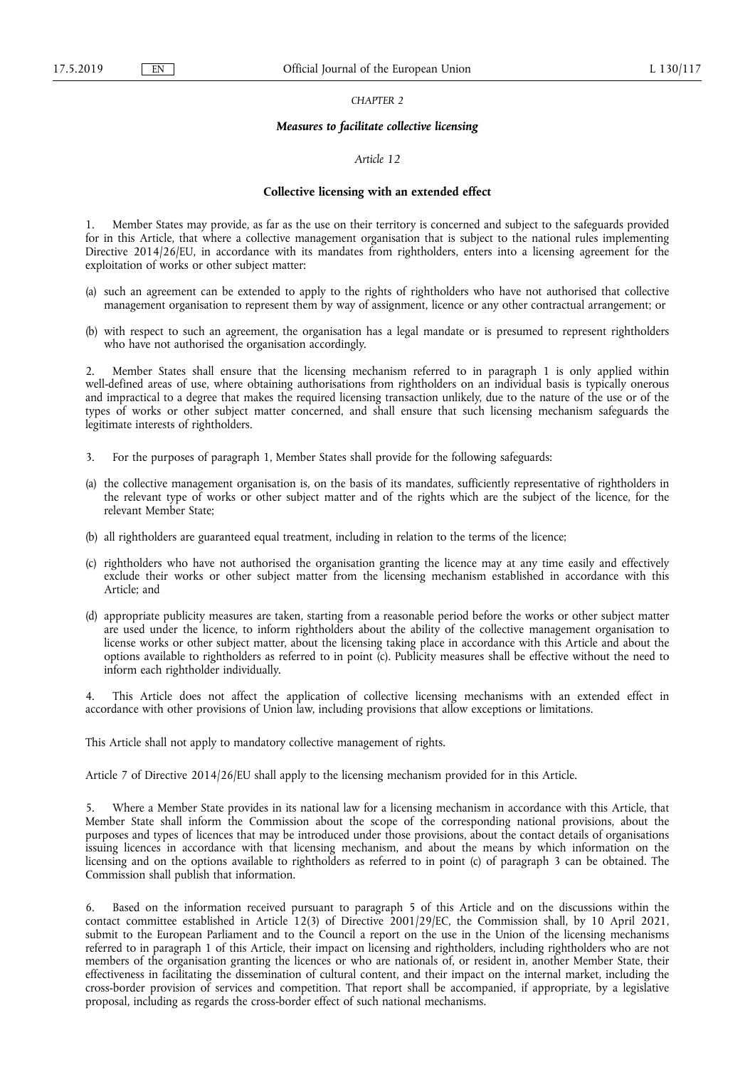*CHAPTER 2*

***Measures to facilitate collective licensing***

*Article 12*

**Collective licensing with an extended effect**

1. Member States may provide, as far as the use on their territory is concerned and subject to the safeguards provided for in this Article, that where a collective management organisation that is subject to the national rules implementing Directive 2014/26/EU, in accordance with its mandates from rightholders, enters into a licensing agreement for the exploitation of works or other subject matter:

(a) such an agreement can be extended to apply to the rights of rightholders who have not authorised that collective management organisation to represent them by way of assignment, licence or any other contractual arrangement; or

(b) with respect to such an agreement, the organisation has a legal mandate or is presumed to represent rightholders who have not authorised the organisation accordingly.

2. Member States shall ensure that the licensing mechanism referred to in paragraph 1 is only applied within well-defined areas of use, where obtaining authorisations from rightholders on an individual basis is typically onerous and impractical to a degree that makes the required licensing transaction unlikely, due to the nature of the use or of the types of works or other subject matter concerned, and shall ensure that such licensing mechanism safeguards the legitimate interests of rightholders.

3. For the purposes of paragraph 1, Member States shall provide for the following safeguards:

(a) the collective management organisation is, on the basis of its mandates, sufficiently representative of rightholders in the relevant type of works or other subject matter and of the rights which are the subject of the licence, for the relevant Member State;

(b) all rightholders are guaranteed equal treatment, including in relation to the terms of the licence;

(c) rightholders who have not authorised the organisation granting the licence may at any time easily and effectively exclude their works or other subject matter from the licensing mechanism established in accordance with this Article; and

(d) appropriate publicity measures are taken, starting from a reasonable period before the works or other subject matter are used under the licence, to inform rightholders about the ability of the collective management organisation to license works or other subject matter, about the licensing taking place in accordance with this Article and about the options available to rightholders as referred to in point (c). Publicity measures shall be effective without the need to inform each rightholder individually.

4. This Article does not affect the application of collective licensing mechanisms with an extended effect in accordance with other provisions of Union law, including provisions that allow exceptions or limitations.

This Article shall not apply to mandatory collective management of rights.

Article 7 of Directive 2014/26/EU shall apply to the licensing mechanism provided for in this Article.

5. Where a Member State provides in its national law for a licensing mechanism in accordance with this Article, that Member State shall inform the Commission about the scope of the corresponding national provisions, about the purposes and types of licences that may be introduced under those provisions, about the contact details of organisations issuing licences in accordance with that licensing mechanism, and about the means by which information on the licensing and on the options available to rightholders as referred to in point (c) of paragraph 3 can be obtained. The Commission shall publish that information.

6. Based on the information received pursuant to paragraph 5 of this Article and on the discussions within the contact committee established in Article 12(3) of Directive 2001/29/EC, the Commission shall, by 10 April 2021, submit to the European Parliament and to the Council a report on the use in the Union of the licensing mechanisms referred to in paragraph 1 of this Article, their impact on licensing and rightholders, including rightholders who are not members of the organisation granting the licences or who are nationals of, or resident in, another Member State, their effectiveness in facilitating the dissemination of cultural content, and their impact on the internal market, including the cross-border provision of services and competition. That report shall be accompanied, if appropriate, by a legislative proposal, including as regards the cross-border effect of such national mechanisms.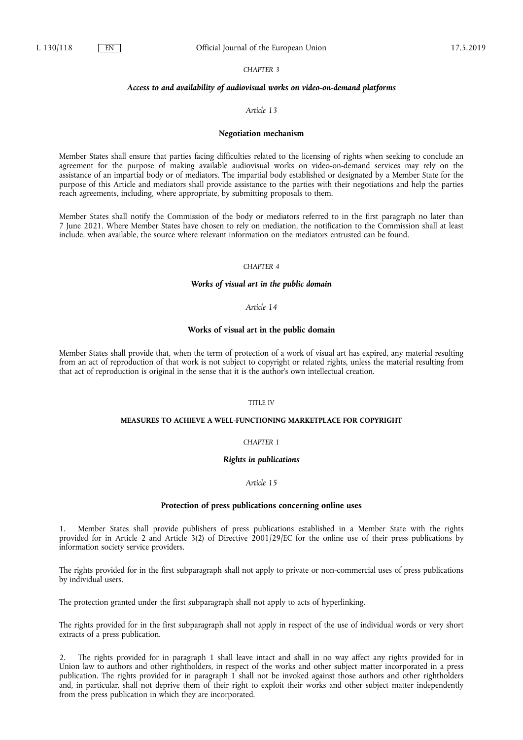*CHAPTER 3*

***Access to and availability of audiovisual works on video-on-demand platforms***

*Article 13*

**Negotiation mechanism**

Member States shall ensure that parties facing difficulties related to the licensing of rights when seeking to conclude an agreement for the purpose of making available audiovisual works on video-on-demand services may rely on the assistance of an impartial body or of mediators. The impartial body established or designated by a Member State for the purpose of this Article and mediators shall provide assistance to the parties with their negotiations and help the parties reach agreements, including, where appropriate, by submitting proposals to them.

Member States shall notify the Commission of the body or mediators referred to in the first paragraph no later than 7 June 2021. Where Member States have chosen to rely on mediation, the notification to the Commission shall at least include, when available, the source where relevant information on the mediators entrusted can be found.

*CHAPTER 4*

***Works of visual art in the public domain***

*Article 14*

**Works of visual art in the public domain**

Member States shall provide that, when the term of protection of a work of visual art has expired, any material resulting from an act of reproduction of that work is not subject to copyright or related rights, unless the material resulting from that act of reproduction is original in the sense that it is the author's own intellectual creation.

TITLE IV

**MEASURES TO ACHIEVE A WELL-FUNCTIONING MARKETPLACE FOR COPYRIGHT**

*CHAPTER 1*

***Rights in publications***

*Article 15*

**Protection of press publications concerning online uses**

1. Member States shall provide publishers of press publications established in a Member State with the rights provided for in Article 2 and Article 3(2) of Directive 2001/29/EC for the online use of their press publications by information society service providers.

The rights provided for in the first subparagraph shall not apply to private or non-commercial uses of press publications by individual users.

The protection granted under the first subparagraph shall not apply to acts of hyperlinking.

The rights provided for in the first subparagraph shall not apply in respect of the use of individual words or very short extracts of a press publication.

2. The rights provided for in paragraph 1 shall leave intact and shall in no way affect any rights provided for in Union law to authors and other rightholders, in respect of the works and other subject matter incorporated in a press publication. The rights provided for in paragraph 1 shall not be invoked against those authors and other rightholders and, in particular, shall not deprive them of their right to exploit their works and other subject matter independently from the press publication in which they are incorporated.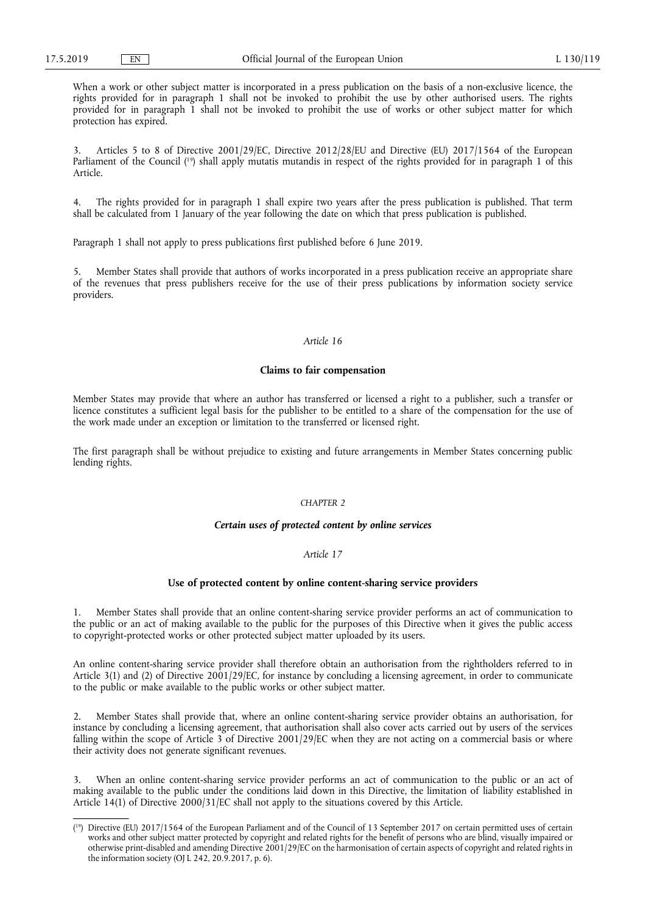When a work or other subject matter is incorporated in a press publication on the basis of a non-exclusive licence, the rights provided for in paragraph 1 shall not be invoked to prohibit the use by other authorised users. The rights provided for in paragraph 1 shall not be invoked to prohibit the use of works or other subject matter for which protection has expired.

3. Articles 5 to 8 of Directive 2001/29/EC, Directive 2012/28/EU and Directive (EU) 2017/1564 of the European Parliament of the Council ([19]) shall apply mutatis mutandis in respect of the rights provided for in paragraph 1 of this Article.

4. The rights provided for in paragraph 1 shall expire two years after the press publication is published. That term shall be calculated from 1 January of the year following the date on which that press publication is published.

Paragraph 1 shall not apply to press publications first published before 6 June 2019.

5. Member States shall provide that authors of works incorporated in a press publication receive an appropriate share of the revenues that press publishers receive for the use of their press publications by information society service providers.

*Article 16*

**Claims to fair compensation**

Member States may provide that where an author has transferred or licensed a right to a publisher, such a transfer or licence constitutes a sufficient legal basis for the publisher to be entitled to a share of the compensation for the use of the work made under an exception or limitation to the transferred or licensed right.

The first paragraph shall be without prejudice to existing and future arrangements in Member States concerning public lending rights.

*CHAPTER 2*

***Certain uses of protected content by online services***

*Article 17*

**Use of protected content by online content-sharing service providers**

1. Member States shall provide that an online content-sharing service provider performs an act of communication to the public or an act of making available to the public for the purposes of this Directive when it gives the public access to copyright-protected works or other protected subject matter uploaded by its users.

An online content-sharing service provider shall therefore obtain an authorisation from the rightholders referred to in Article 3(1) and (2) of Directive 2001/29/EC, for instance by concluding a licensing agreement, in order to communicate to the public or make available to the public works or other subject matter.

2. Member States shall provide that, where an online content-sharing service provider obtains an authorisation, for instance by concluding a licensing agreement, that authorisation shall also cover acts carried out by users of the services falling within the scope of Article 3 of Directive 2001/29/EC when they are not acting on a commercial basis or where their activity does not generate significant revenues.

3. When an online content-sharing service provider performs an act of communication to the public or an act of making available to the public under the conditions laid down in this Directive, the limitation of liability established in Article 14(1) of Directive 2000/31/EC shall not apply to the situations covered by this Article.

---

([19]) Directive (EU) 2017/1564 of the European Parliament and of the Council of 13 September 2017 on certain permitted uses of certain works and other subject matter protected by copyright and related rights for the benefit of persons who are blind, visually impaired or otherwise print-disabled and amending Directive 2001/29/EC on the harmonisation of certain aspects of copyright and related rights in the information society (OJ L 242, 20.9.2017, p. 6).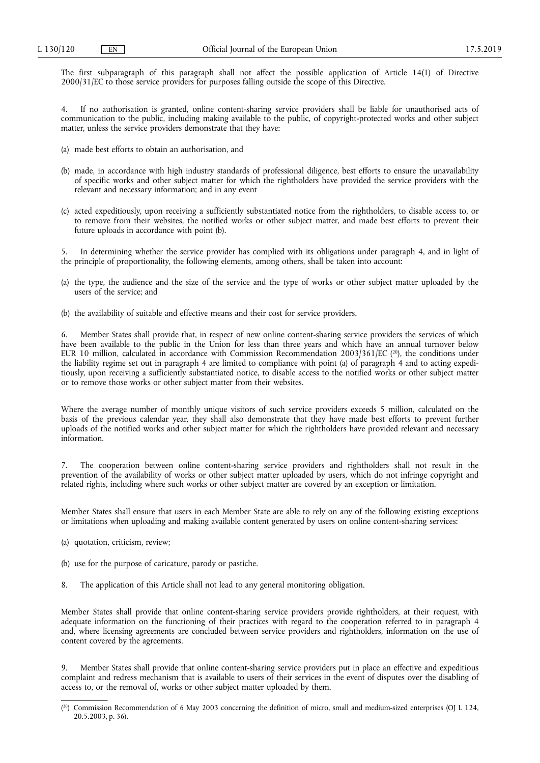The first subparagraph of this paragraph shall not affect the possible application of Article 14(1) of Directive 2000/31/EC to those service providers for purposes falling outside the scope of this Directive.

4. If no authorisation is granted, online content-sharing service providers shall be liable for unauthorised acts of communication to the public, including making available to the public, of copyright-protected works and other subject matter, unless the service providers demonstrate that they have:

(a) made best efforts to obtain an authorisation, and

(b) made, in accordance with high industry standards of professional diligence, best efforts to ensure the unavailability of specific works and other subject matter for which the rightholders have provided the service providers with the relevant and necessary information; and in any event

(c) acted expeditiously, upon receiving a sufficiently substantiated notice from the rightholders, to disable access to, or to remove from their websites, the notified works or other subject matter, and made best efforts to prevent their future uploads in accordance with point (b).

5. In determining whether the service provider has complied with its obligations under paragraph 4, and in light of the principle of proportionality, the following elements, among others, shall be taken into account:

(a) the type, the audience and the size of the service and the type of works or other subject matter uploaded by the users of the service; and

(b) the availability of suitable and effective means and their cost for service providers.

6. Member States shall provide that, in respect of new online content-sharing service providers the services of which have been available to the public in the Union for less than three years and which have an annual turnover below EUR 10 million, calculated in accordance with Commission Recommendation 2003/361/EC [20], the conditions under the liability regime set out in paragraph 4 are limited to compliance with point (a) of paragraph 4 and to acting expeditiously, upon receiving a sufficiently substantiated notice, to disable access to the notified works or other subject matter or to remove those works or other subject matter from their websites.

Where the average number of monthly unique visitors of such service providers exceeds 5 million, calculated on the basis of the previous calendar year, they shall also demonstrate that they have made best efforts to prevent further uploads of the notified works and other subject matter for which the rightholders have provided relevant and necessary information.

7. The cooperation between online content-sharing service providers and rightholders shall not result in the prevention of the availability of works or other subject matter uploaded by users, which do not infringe copyright and related rights, including where such works or other subject matter are covered by an exception or limitation.

Member States shall ensure that users in each Member State are able to rely on any of the following existing exceptions or limitations when uploading and making available content generated by users on online content-sharing services:

(a) quotation, criticism, review;

(b) use for the purpose of caricature, parody or pastiche.

8. The application of this Article shall not lead to any general monitoring obligation.

Member States shall provide that online content-sharing service providers provide rightholders, at their request, with adequate information on the functioning of their practices with regard to the cooperation referred to in paragraph 4 and, where licensing agreements are concluded between service providers and rightholders, information on the use of content covered by the agreements.

9. Member States shall provide that online content-sharing service providers put in place an effective and expeditious complaint and redress mechanism that is available to users of their services in the event of disputes over the disabling of access to, or the removal of, works or other subject matter uploaded by them.

---

[20] Commission Recommendation of 6 May 2003 concerning the definition of micro, small and medium-sized enterprises (OJ L 124, 20.5.2003, p. 36).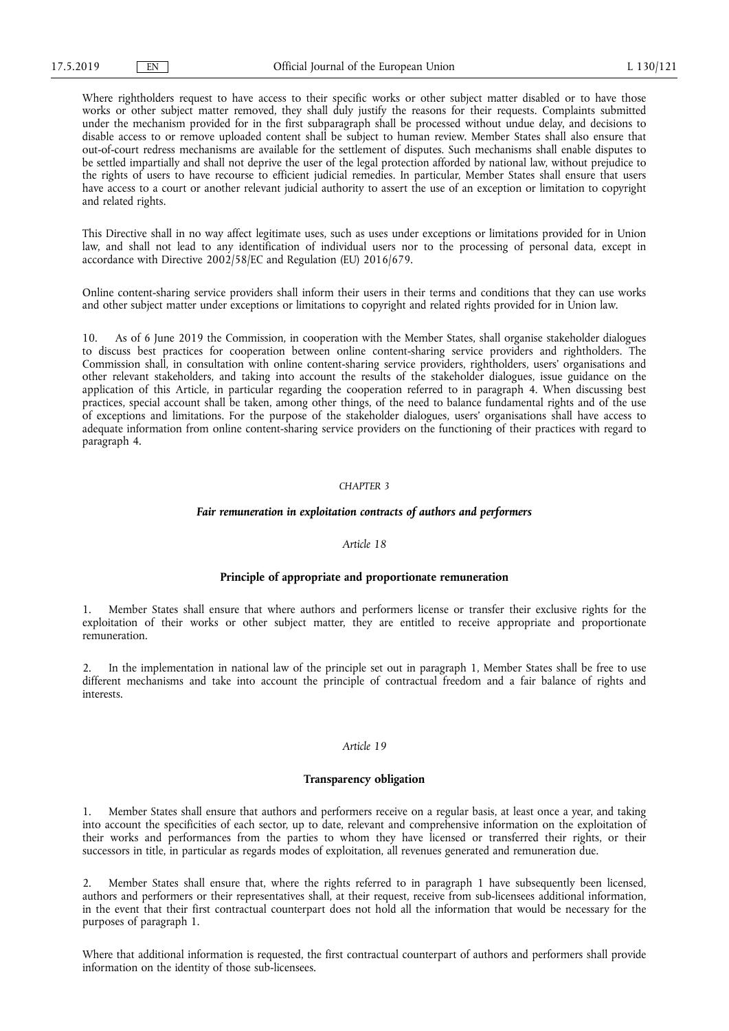Where rightholders request to have access to their specific works or other subject matter disabled or to have those works or other subject matter removed, they shall duly justify the reasons for their requests. Complaints submitted under the mechanism provided for in the first subparagraph shall be processed without undue delay, and decisions to disable access to or remove uploaded content shall be subject to human review. Member States shall also ensure that out-of-court redress mechanisms are available for the settlement of disputes. Such mechanisms shall enable disputes to be settled impartially and shall not deprive the user of the legal protection afforded by national law, without prejudice to the rights of users to have recourse to efficient judicial remedies. In particular, Member States shall ensure that users have access to a court or another relevant judicial authority to assert the use of an exception or limitation to copyright and related rights.

This Directive shall in no way affect legitimate uses, such as uses under exceptions or limitations provided for in Union law, and shall not lead to any identification of individual users nor to the processing of personal data, except in accordance with Directive 2002/58/EC and Regulation (EU) 2016/679.

Online content-sharing service providers shall inform their users in their terms and conditions that they can use works and other subject matter under exceptions or limitations to copyright and related rights provided for in Union law.

10. As of 6 June 2019 the Commission, in cooperation with the Member States, shall organise stakeholder dialogues to discuss best practices for cooperation between online content-sharing service providers and rightholders. The Commission shall, in consultation with online content-sharing service providers, rightholders, users' organisations and other relevant stakeholders, and taking into account the results of the stakeholder dialogues, issue guidance on the application of this Article, in particular regarding the cooperation referred to in paragraph 4. When discussing best practices, special account shall be taken, among other things, of the need to balance fundamental rights and of the use of exceptions and limitations. For the purpose of the stakeholder dialogues, users' organisations shall have access to adequate information from online content-sharing service providers on the functioning of their practices with regard to paragraph 4.

## *CHAPTER 3*

## ***Fair remuneration in exploitation contracts of authors and performers***

### *Article 18*

### **Principle of appropriate and proportionate remuneration**

1. Member States shall ensure that where authors and performers license or transfer their exclusive rights for the exploitation of their works or other subject matter, they are entitled to receive appropriate and proportionate remuneration.

2. In the implementation in national law of the principle set out in paragraph 1, Member States shall be free to use different mechanisms and take into account the principle of contractual freedom and a fair balance of rights and interests.

### *Article 19*

### **Transparency obligation**

1. Member States shall ensure that authors and performers receive on a regular basis, at least once a year, and taking into account the specificities of each sector, up to date, relevant and comprehensive information on the exploitation of their works and performances from the parties to whom they have licensed or transferred their rights, or their successors in title, in particular as regards modes of exploitation, all revenues generated and remuneration due.

2. Member States shall ensure that, where the rights referred to in paragraph 1 have subsequently been licensed, authors and performers or their representatives shall, at their request, receive from sub-licensees additional information, in the event that their first contractual counterpart does not hold all the information that would be necessary for the purposes of paragraph 1.

Where that additional information is requested, the first contractual counterpart of authors and performers shall provide information on the identity of those sub-licensees.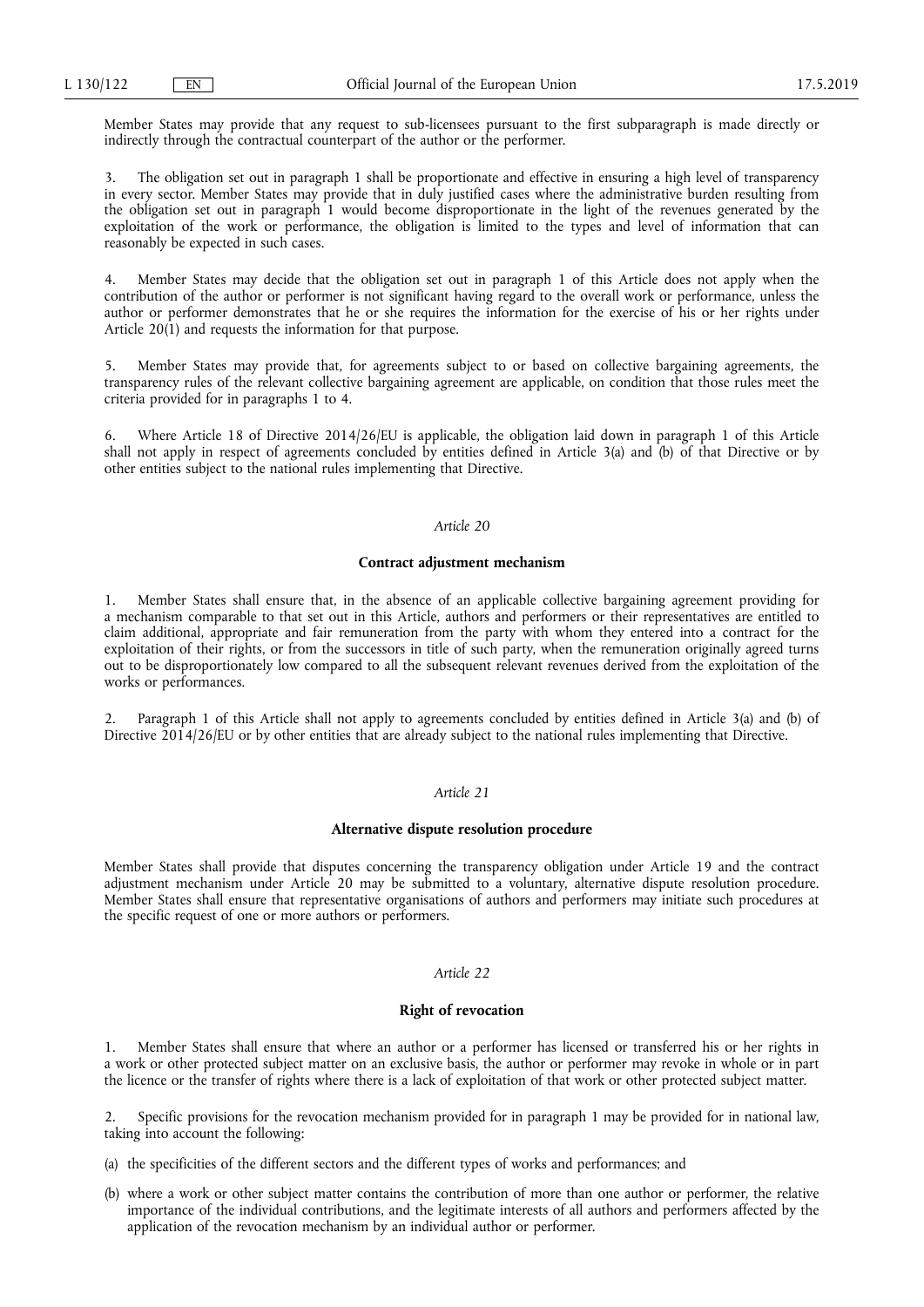Member States may provide that any request to sub-licensees pursuant to the first subparagraph is made directly or indirectly through the contractual counterpart of the author or the performer.

3. The obligation set out in paragraph 1 shall be proportionate and effective in ensuring a high level of transparency in every sector. Member States may provide that in duly justified cases where the administrative burden resulting from the obligation set out in paragraph 1 would become disproportionate in the light of the revenues generated by the exploitation of the work or performance, the obligation is limited to the types and level of information that can reasonably be expected in such cases.

4. Member States may decide that the obligation set out in paragraph 1 of this Article does not apply when the contribution of the author or performer is not significant having regard to the overall work or performance, unless the author or performer demonstrates that he or she requires the information for the exercise of his or her rights under Article 20(1) and requests the information for that purpose.

5. Member States may provide that, for agreements subject to or based on collective bargaining agreements, the transparency rules of the relevant collective bargaining agreement are applicable, on condition that those rules meet the criteria provided for in paragraphs 1 to 4.

6. Where Article 18 of Directive 2014/26/EU is applicable, the obligation laid down in paragraph 1 of this Article shall not apply in respect of agreements concluded by entities defined in Article 3(a) and (b) of that Directive or by other entities subject to the national rules implementing that Directive.

*Article 20*

**Contract adjustment mechanism**

1. Member States shall ensure that, in the absence of an applicable collective bargaining agreement providing for a mechanism comparable to that set out in this Article, authors and performers or their representatives are entitled to claim additional, appropriate and fair remuneration from the party with whom they entered into a contract for the exploitation of their rights, or from the successors in title of such party, when the remuneration originally agreed turns out to be disproportionately low compared to all the subsequent relevant revenues derived from the exploitation of the works or performances.

2. Paragraph 1 of this Article shall not apply to agreements concluded by entities defined in Article 3(a) and (b) of Directive 2014/26/EU or by other entities that are already subject to the national rules implementing that Directive.

*Article 21*

**Alternative dispute resolution procedure**

Member States shall provide that disputes concerning the transparency obligation under Article 19 and the contract adjustment mechanism under Article 20 may be submitted to a voluntary, alternative dispute resolution procedure. Member States shall ensure that representative organisations of authors and performers may initiate such procedures at the specific request of one or more authors or performers.

*Article 22*

**Right of revocation**

1. Member States shall ensure that where an author or a performer has licensed or transferred his or her rights in a work or other protected subject matter on an exclusive basis, the author or performer may revoke in whole or in part the licence or the transfer of rights where there is a lack of exploitation of that work or other protected subject matter.

2. Specific provisions for the revocation mechanism provided for in paragraph 1 may be provided for in national law, taking into account the following:

(a) the specificities of the different sectors and the different types of works and performances; and

(b) where a work or other subject matter contains the contribution of more than one author or performer, the relative importance of the individual contributions, and the legitimate interests of all authors and performers affected by the application of the revocation mechanism by an individual author or performer.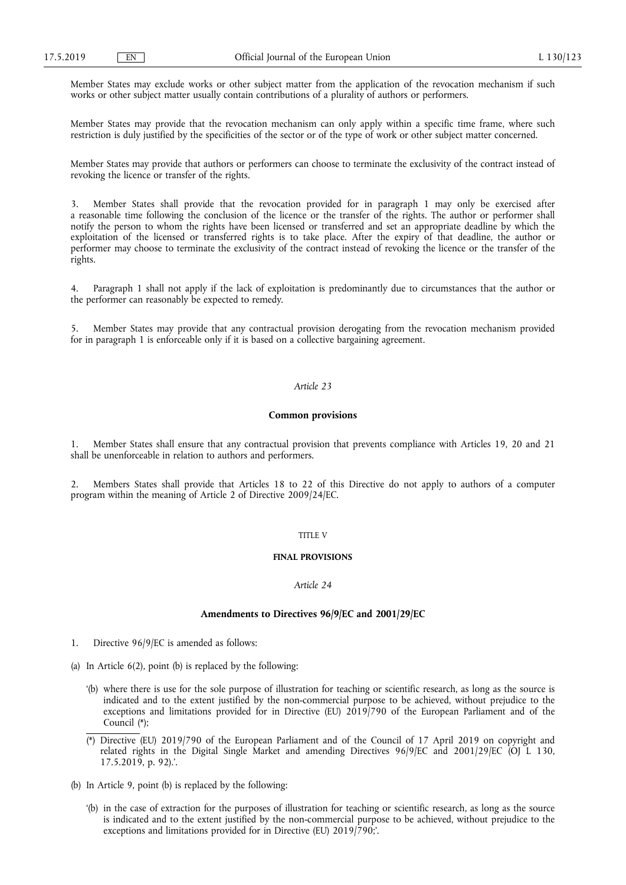Member States may exclude works or other subject matter from the application of the revocation mechanism if such works or other subject matter usually contain contributions of a plurality of authors or performers.

Member States may provide that the revocation mechanism can only apply within a specific time frame, where such restriction is duly justified by the specificities of the sector or of the type of work or other subject matter concerned.

Member States may provide that authors or performers can choose to terminate the exclusivity of the contract instead of revoking the licence or transfer of the rights.

3. Member States shall provide that the revocation provided for in paragraph 1 may only be exercised after a reasonable time following the conclusion of the licence or the transfer of the rights. The author or performer shall notify the person to whom the rights have been licensed or transferred and set an appropriate deadline by which the exploitation of the licensed or transferred rights is to take place. After the expiry of that deadline, the author or performer may choose to terminate the exclusivity of the contract instead of revoking the licence or the transfer of the rights.

4. Paragraph 1 shall not apply if the lack of exploitation is predominantly due to circumstances that the author or the performer can reasonably be expected to remedy.

5. Member States may provide that any contractual provision derogating from the revocation mechanism provided for in paragraph 1 is enforceable only if it is based on a collective bargaining agreement.

*Article 23*

**Common provisions**

1. Member States shall ensure that any contractual provision that prevents compliance with Articles 19, 20 and 21 shall be unenforceable in relation to authors and performers.

2. Members States shall provide that Articles 18 to 22 of this Directive do not apply to authors of a computer program within the meaning of Article 2 of Directive 2009/24/EC.

TITLE V

**FINAL PROVISIONS**

*Article 24*

**Amendments to Directives 96/9/EC and 2001/29/EC**

1. Directive 96/9/EC is amended as follows:

(a) In Article 6(2), point (b) is replaced by the following:

'(b) where there is use for the sole purpose of illustration for teaching or scientific research, as long as the source is indicated and to the extent justified by the non-commercial purpose to be achieved, without prejudice to the exceptions and limitations provided for in Directive (EU) 2019/790 of the European Parliament and of the Council (*);

(*) Directive (EU) 2019/790 of the European Parliament and of the Council of 17 April 2019 on copyright and related rights in the Digital Single Market and amending Directives 96/9/EC and 2001/29/EC (OJ L 130, 17.5.2019, p. 92).'.

(b) In Article 9, point (b) is replaced by the following:

'(b) in the case of extraction for the purposes of illustration for teaching or scientific research, as long as the source is indicated and to the extent justified by the non-commercial purpose to be achieved, without prejudice to the exceptions and limitations provided for in Directive (EU) 2019/790;'.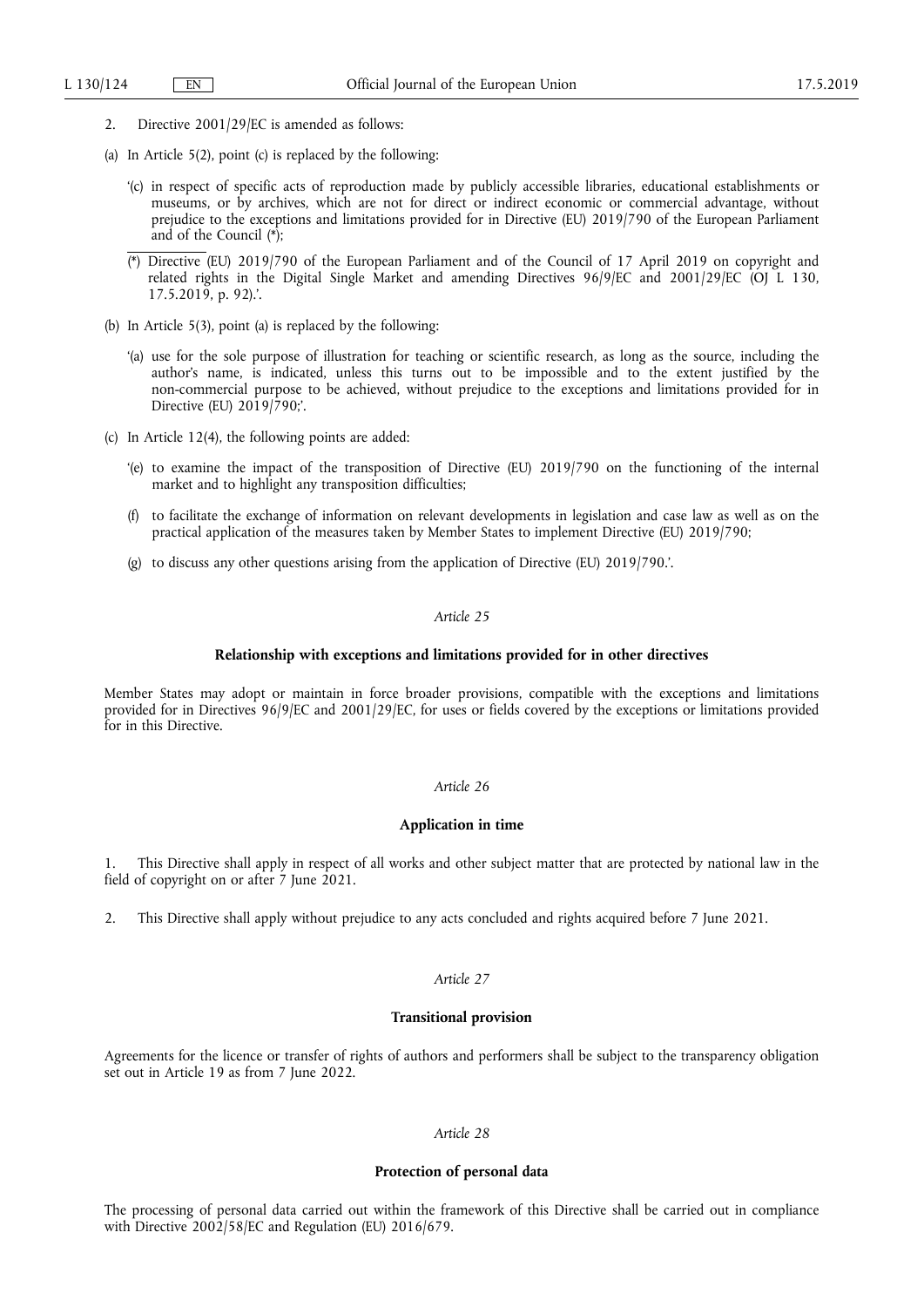2. Directive 2001/29/EC is amended as follows:

(a) In Article 5(2), point (c) is replaced by the following:

'(c) in respect of specific acts of reproduction made by publicly accessible libraries, educational establishments or museums, or by archives, which are not for direct or indirect economic or commercial advantage, without prejudice to the exceptions and limitations provided for in Directive (EU) 2019/790 of the European Parliament and of the Council (*);

(*) Directive (EU) 2019/790 of the European Parliament and of the Council of 17 April 2019 on copyright and related rights in the Digital Single Market and amending Directives 96/9/EC and 2001/29/EC (OJ L 130, 17.5.2019, p. 92).'.

(b) In Article 5(3), point (a) is replaced by the following:

'(a) use for the sole purpose of illustration for teaching or scientific research, as long as the source, including the author's name, is indicated, unless this turns out to be impossible and to the extent justified by the non-commercial purpose to be achieved, without prejudice to the exceptions and limitations provided for in Directive (EU) 2019/790;'.

(c) In Article 12(4), the following points are added:

'(e) to examine the impact of the transposition of Directive (EU) 2019/790 on the functioning of the internal market and to highlight any transposition difficulties;

(f) to facilitate the exchange of information on relevant developments in legislation and case law as well as on the practical application of the measures taken by Member States to implement Directive (EU) 2019/790;

(g) to discuss any other questions arising from the application of Directive (EU) 2019/790.'.

*Article 25*

**Relationship with exceptions and limitations provided for in other directives**

Member States may adopt or maintain in force broader provisions, compatible with the exceptions and limitations provided for in Directives 96/9/EC and 2001/29/EC, for uses or fields covered by the exceptions or limitations provided for in this Directive.

*Article 26*

**Application in time**

1. This Directive shall apply in respect of all works and other subject matter that are protected by national law in the field of copyright on or after 7 June 2021.

2. This Directive shall apply without prejudice to any acts concluded and rights acquired before 7 June 2021.

*Article 27*

**Transitional provision**

Agreements for the licence or transfer of rights of authors and performers shall be subject to the transparency obligation set out in Article 19 as from 7 June 2022.

*Article 28*

**Protection of personal data**

The processing of personal data carried out within the framework of this Directive shall be carried out in compliance with Directive 2002/58/EC and Regulation (EU) 2016/679.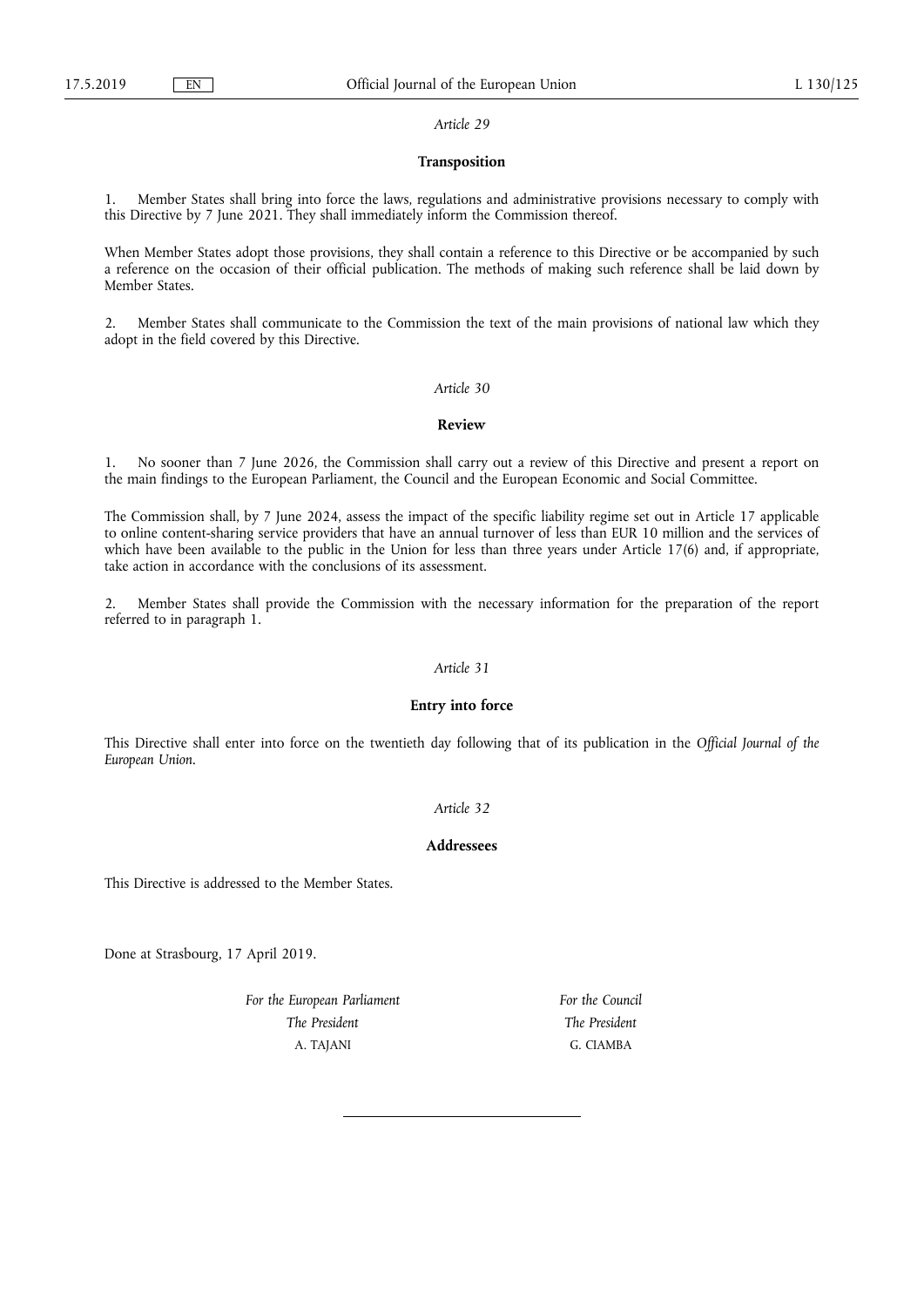*Article 29*

**Transposition**

1. Member States shall bring into force the laws, regulations and administrative provisions necessary to comply with this Directive by 7 June 2021. They shall immediately inform the Commission thereof.

When Member States adopt those provisions, they shall contain a reference to this Directive or be accompanied by such a reference on the occasion of their official publication. The methods of making such reference shall be laid down by Member States.

2. Member States shall communicate to the Commission the text of the main provisions of national law which they adopt in the field covered by this Directive.

*Article 30*

**Review**

1. No sooner than 7 June 2026, the Commission shall carry out a review of this Directive and present a report on the main findings to the European Parliament, the Council and the European Economic and Social Committee.

The Commission shall, by 7 June 2024, assess the impact of the specific liability regime set out in Article 17 applicable to online content-sharing service providers that have an annual turnover of less than EUR 10 million and the services of which have been available to the public in the Union for less than three years under Article 17(6) and, if appropriate, take action in accordance with the conclusions of its assessment.

2. Member States shall provide the Commission with the necessary information for the preparation of the report referred to in paragraph 1.

*Article 31*

**Entry into force**

This Directive shall enter into force on the twentieth day following that of its publication in the *Official Journal of the European Union*.

*Article 32*

**Addressees**

This Directive is addressed to the Member States.

Done at Strasbourg, 17 April 2019.

| | |
|---|---|
| *For the European Parliament* | *For the Council* |
| *The President* | *The President* |
| A. TAJANI | G. CIAMBA |